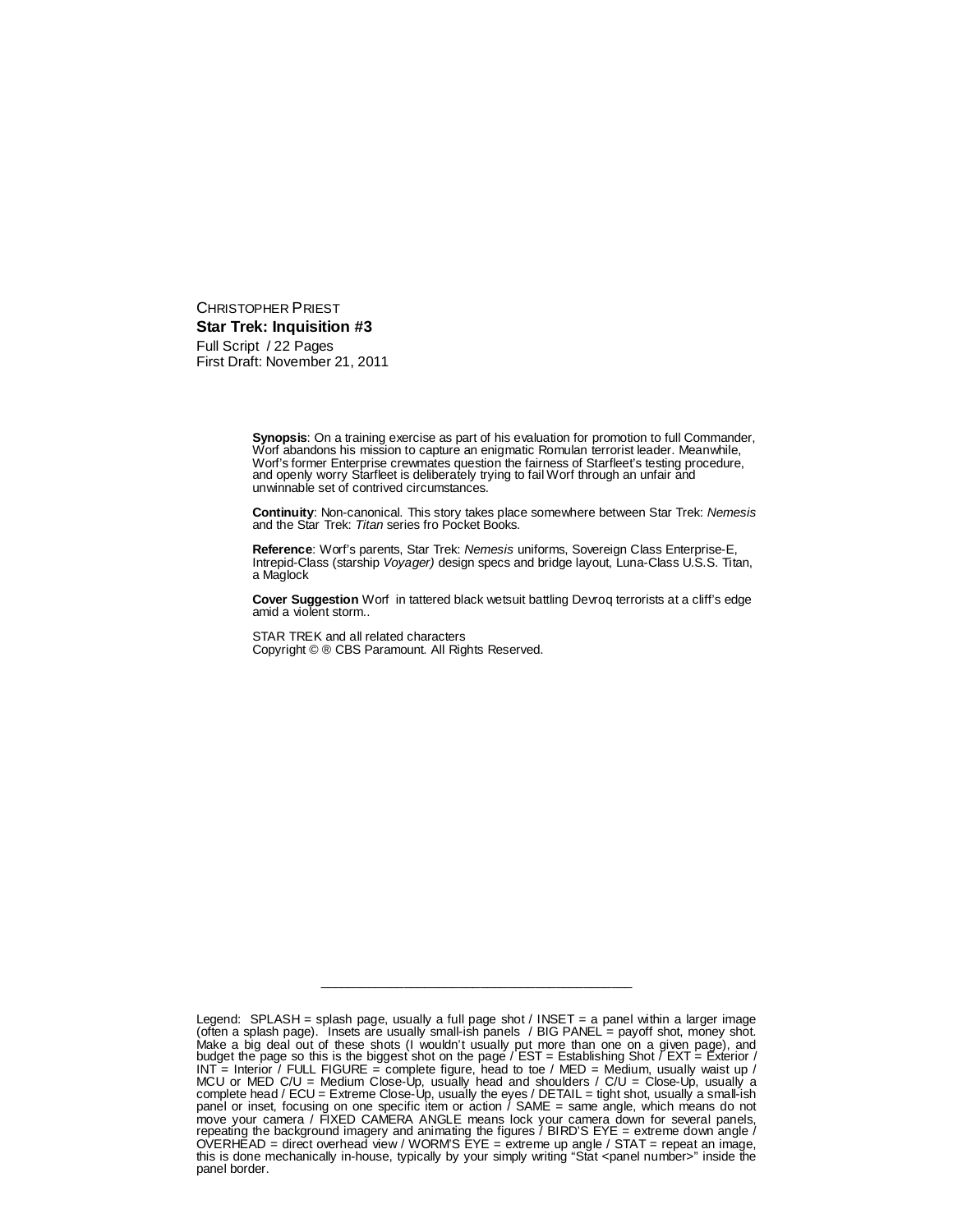CHRISTOPHER PRIEST

**Star Trek: Inquisition #3**

Full Script / 22 Pages

First Draft: November 21, 2011

**Synopsis**: On a training exercise as part of his evaluation for promotion to full Commander, Worf abandons his mission to capture an enigmatic Romulan terrorist leader. Meanwhile, Worf's former Enterprise crewmates question the fairness of Starfleet's testing procedure, and openly worry Starfleet is deliberately trying to fail Worf through an unfair and unwinnable set of contrived circumstances.

**Continuity**: Non-canonical. This story takes place somewhere between Star Trek: *Nemesis* and the Star Trek: *Titan* series fro Pocket Books.

**Reference**: Worf's parents, Star Trek: *Nemesis* uniforms, Sovereign Class Enterprise-E, Intrepid-Class (starship *Voyager)* design specs and bridge layout, Luna-Class U.S.S. Titan, a Maglock

**Cover Suggestion** Worf in tattered black wetsuit battling Devroq terrorists at a cliff's edge amid a violent storm..

STAR TREK and all related characters
Copyright © ® CBS Paramount. All Rights Reserved.

---

Legend: SPLASH = splash page, usually a full page shot / INSET = a panel within a larger image (often a splash page). Insets are usually small-ish panels / BIG PANEL = payoff shot, money shot. Make a big deal out of these shots (I wouldn't usually put more than one on a given page), and budget the page so this is the biggest shot on the page / EST = Establishing Shot / EXT = Exterior / INT = Interior / FULL FIGURE = complete figure, head to toe / MED = Medium, usually waist up / MCU or MED C/U = Medium Close-Up, usually head and shoulders / C/U = Close-Up, usually a complete head / ECU = Extreme Close-Up, usually the eyes / DETAIL = tight shot, usually a small-ish panel or inset, focusing on one specific item or action / SAME = same angle, which means do not move your camera / FIXED CAMERA ANGLE means lock your camera down for several panels, repeating the background imagery and animating the figures / BIRD'S EYE = extreme down angle / OVERHEAD = direct overhead view / WORM'S EYE = extreme up angle / STAT = repeat an image, this is done mechanically in-house, typically by your simply writing "Stat <panel number>" inside the panel border.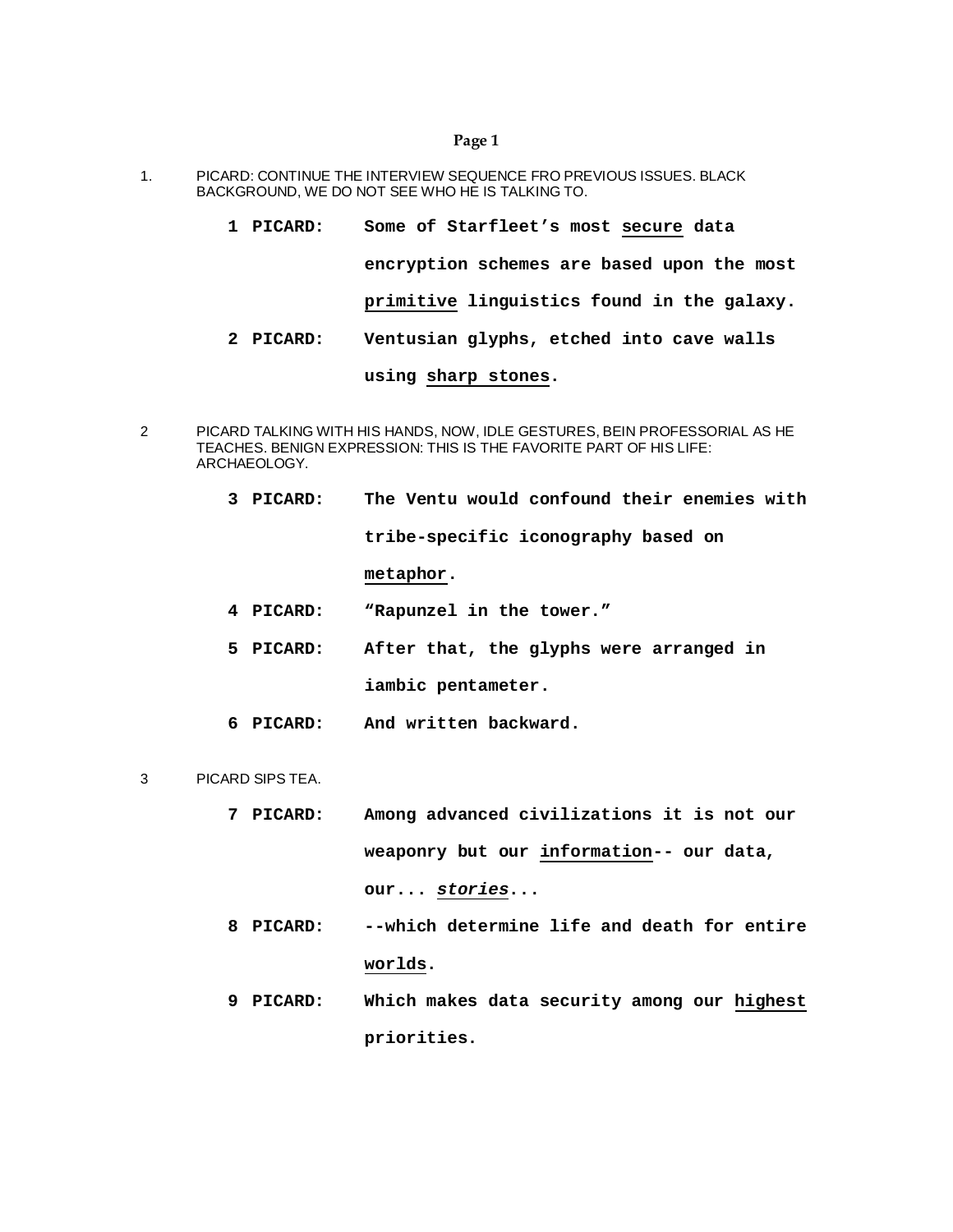# Page 1

1. PICARD: CONTINUE THE INTERVIEW SEQUENCE FRO PREVIOUS ISSUES. BLACK BACKGROUND, WE DO NOT SEE WHO HE IS TALKING TO.

**1 PICARD:** **Some of Starfleet's most <u>secure</u> data encryption schemes are based upon the most <u>primitive</u> linguistics found in the galaxy.**

**2 PICARD:** **Ventusian glyphs, etched into cave walls using <u>sharp stones</u>.**

2 PICARD TALKING WITH HIS HANDS, NOW, IDLE GESTURES, BEIN PROFESSORIAL AS HE TEACHES. BENIGN EXPRESSION: THIS IS THE FAVORITE PART OF HIS LIFE: ARCHAEOLOGY.

**3 PICARD:** **The Ventu would confound their enemies with tribe-specific iconography based on <u>metaphor</u>.**

**4 PICARD:** **"Rapunzel in the tower."**

**5 PICARD:** **After that, the glyphs were arranged in iambic pentameter.**

**6 PICARD:** **And written backward.**

3 PICARD SIPS TEA.

**7 PICARD:** **Among advanced civilizations it is not our weaponry but our <u>information</u>-- our data, our... <u>*stories*</u>...**

**8 PICARD:** **--which determine life and death for entire <u>worlds</u>.**

**9 PICARD:** **Which makes data security among our <u>highest</u> priorities.**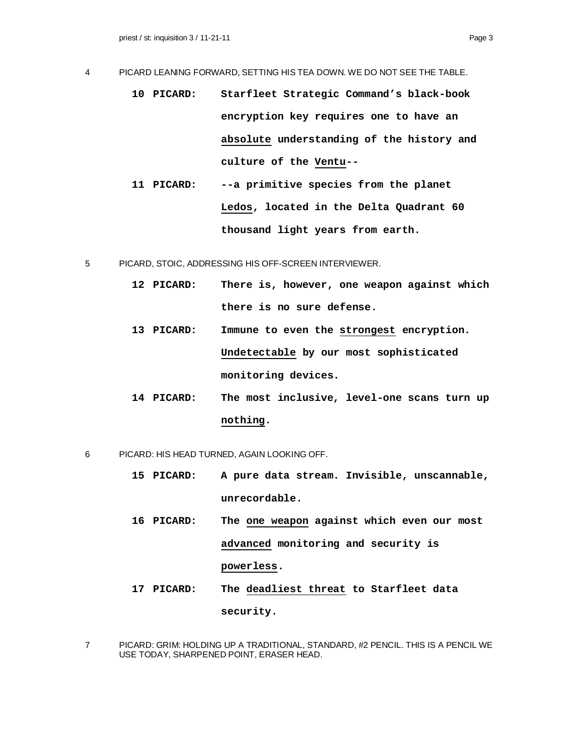4 PICARD LEANING FORWARD, SETTING HIS TEA DOWN. WE DO NOT SEE THE TABLE.

**10 PICARD:** **Starfleet Strategic Command's black-book encryption key requires one to have an absolute understanding of the history and culture of the Ventu--**

**11 PICARD:** **--a primitive species from the planet Ledos, located in the Delta Quadrant 60 thousand light years from earth.**

5 PICARD, STOIC, ADDRESSING HIS OFF-SCREEN INTERVIEWER.

**12 PICARD:** **There is, however, one weapon against which there is no sure defense.**

**13 PICARD:** **Immune to even the strongest encryption. Undetectable by our most sophisticated monitoring devices.**

**14 PICARD:** **The most inclusive, level-one scans turn up nothing.**

6 PICARD: HIS HEAD TURNED, AGAIN LOOKING OFF.

**15 PICARD:** **A pure data stream. Invisible, unscannable, unrecordable.**

**16 PICARD:** **The one weapon against which even our most advanced monitoring and security is powerless.**

**17 PICARD:** **The deadliest threat to Starfleet data security.**

7 PICARD: GRIM: HOLDING UP A TRADITIONAL, STANDARD, #2 PENCIL. THIS IS A PENCIL WE USE TODAY, SHARPENED POINT, ERASER HEAD.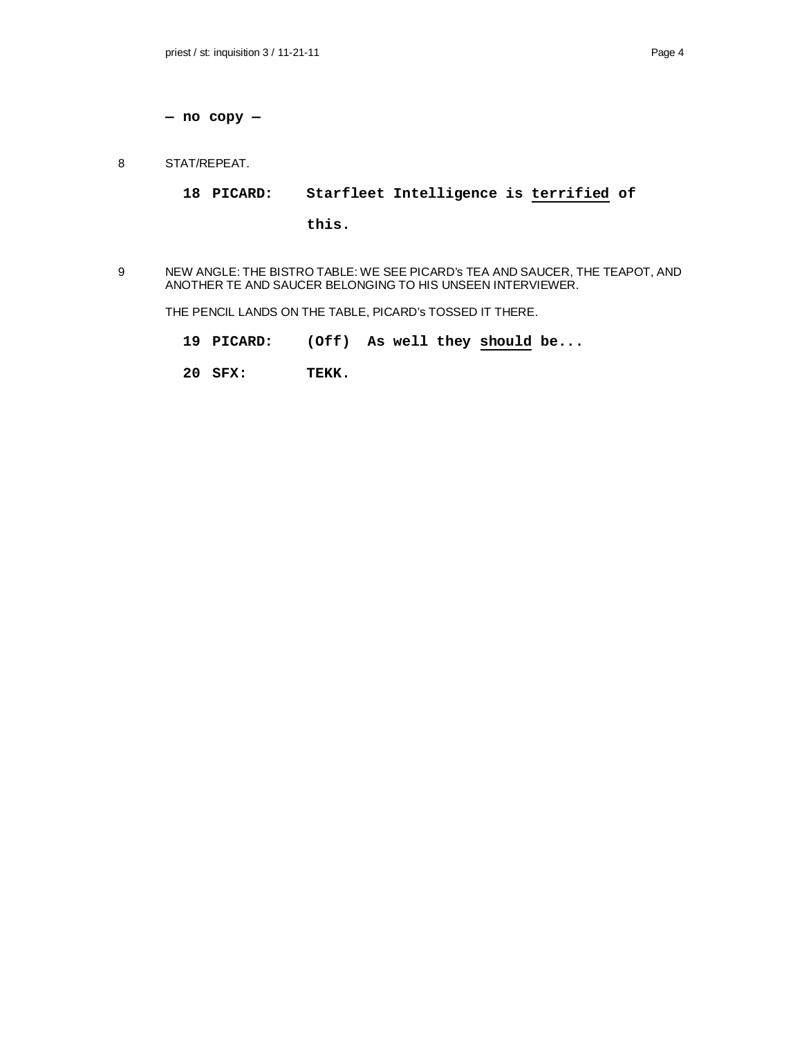**— no copy —**

8 STAT/REPEAT.

**18 PICARD: Starfleet Intelligence is <u>terrified</u> of this.**

9 NEW ANGLE: THE BISTRO TABLE: WE SEE PICARD's TEA AND SAUCER, THE TEAPOT, AND ANOTHER TE AND SAUCER BELONGING TO HIS UNSEEN INTERVIEWER.

THE PENCIL LANDS ON THE TABLE, PICARD's TOSSED IT THERE.

**19 PICARD: (Off) As well they <u>should</u> be...**

**20 SFX: TEKK.**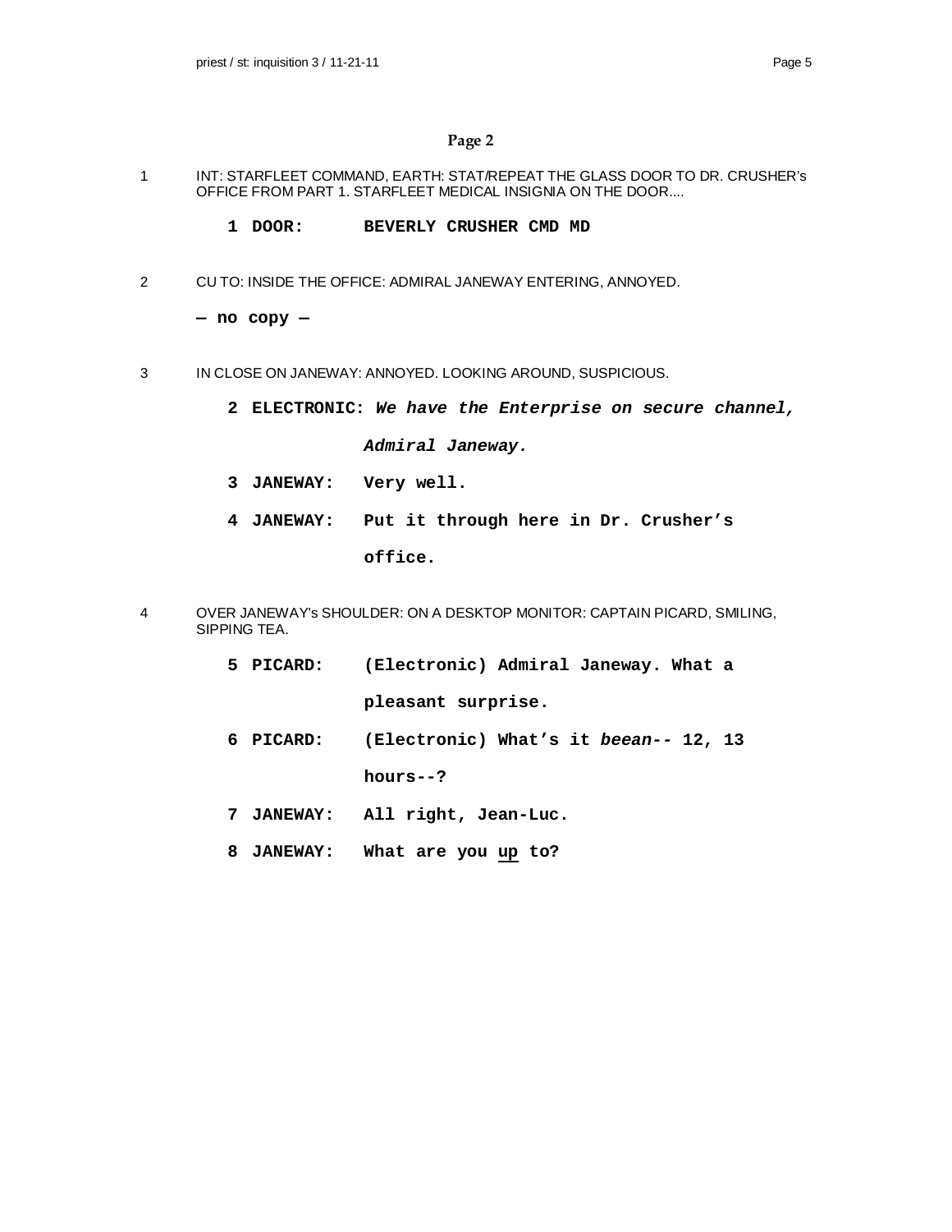## Page 2

1 INT: STARFLEET COMMAND, EARTH: STAT/REPEAT THE GLASS DOOR TO DR. CRUSHER's OFFICE FROM PART 1. STARFLEET MEDICAL INSIGNIA ON THE DOOR....

**1 DOOR: BEVERLY CRUSHER CMD MD**

2 CU TO: INSIDE THE OFFICE: ADMIRAL JANEWAY ENTERING, ANNOYED.

**— no copy —**

3 IN CLOSE ON JANEWAY: ANNOYED. LOOKING AROUND, SUSPICIOUS.

**2 ELECTRONIC:** ***We have the Enterprise on secure channel, Admiral Janeway.***

**3 JANEWAY: Very well.**

**4 JANEWAY: Put it through here in Dr. Crusher's office.**

4 OVER JANEWAY's SHOULDER: ON A DESKTOP MONITOR: CAPTAIN PICARD, SMILING, SIPPING TEA.

**5 PICARD: (Electronic) Admiral Janeway. What a pleasant surprise.**

**6 PICARD: (Electronic) What's it *beean--* 12, 13 hours--?**

**7 JANEWAY: All right, Jean-Luc.**

**8 JANEWAY: What are you <u>up</u> to?**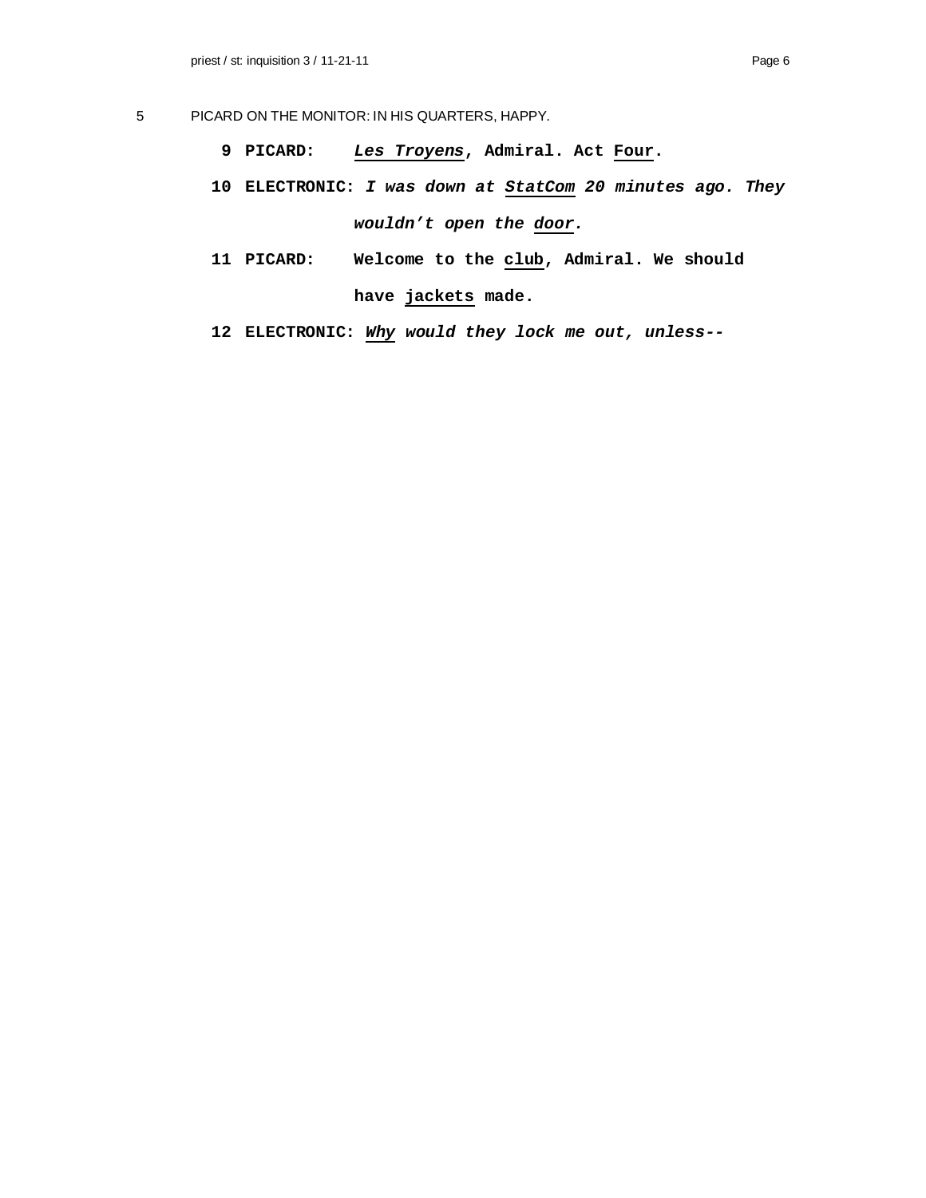5 PICARD ON THE MONITOR: IN HIS QUARTERS, HAPPY.

**9 PICARD:** ***Les Troyens*****, Admiral. Act Four.**

**10 ELECTRONIC:** ***I was down at StatCom 20 minutes ago. They wouldn't open the door.***

**11 PICARD: Welcome to the club, Admiral. We should have jackets made.**

**12 ELECTRONIC:** ***Why would they lock me out, unless--***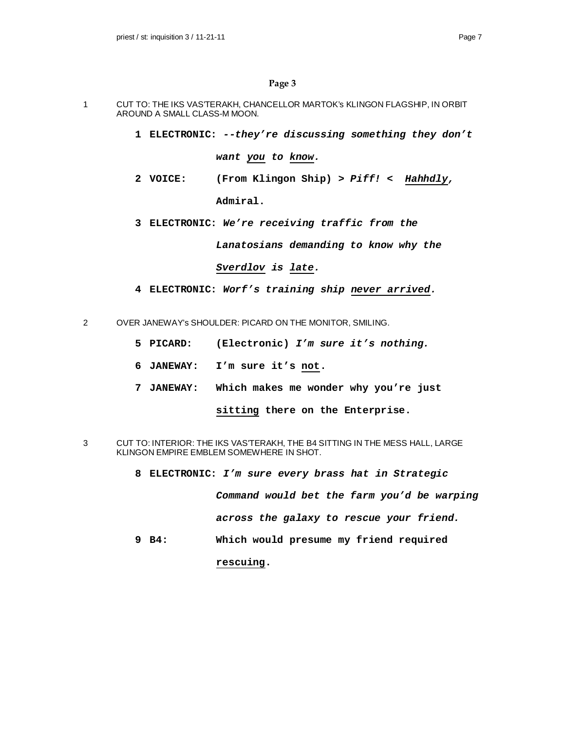## Page 3

1 CUT TO: THE IKS VAS'TERAKH, CHANCELLOR MARTOK's KLINGON FLAGSHIP, IN ORBIT AROUND A SMALL CLASS-M MOON.

**1 ELECTRONIC:** ***--they're discussing something they don't want you to know.***

**2 VOICE:** **(From Klingon Ship) > *Piff!* < *Hahhdly,* Admiral.**

**3 ELECTRONIC:** ***We're receiving traffic from the Lanatosians demanding to know why the Sverdlov is late.***

**4 ELECTRONIC:** ***Worf's training ship never arrived.***

2 OVER JANEWAY's SHOULDER: PICARD ON THE MONITOR, SMILING.

**5 PICARD:** **(Electronic) *I'm sure it's nothing.***

**6 JANEWAY:** **I'm sure it's not.**

**7 JANEWAY:** **Which makes me wonder why you're just sitting there on the Enterprise.**

3 CUT TO: INTERIOR: THE IKS VAS'TERAKH, THE B4 SITTING IN THE MESS HALL, LARGE KLINGON EMPIRE EMBLEM SOMEWHERE IN SHOT.

**8 ELECTRONIC:** ***I'm sure every brass hat in Strategic Command would bet the farm you'd be warping across the galaxy to rescue your friend.***

**9 B4:** **Which would presume my friend required rescuing.**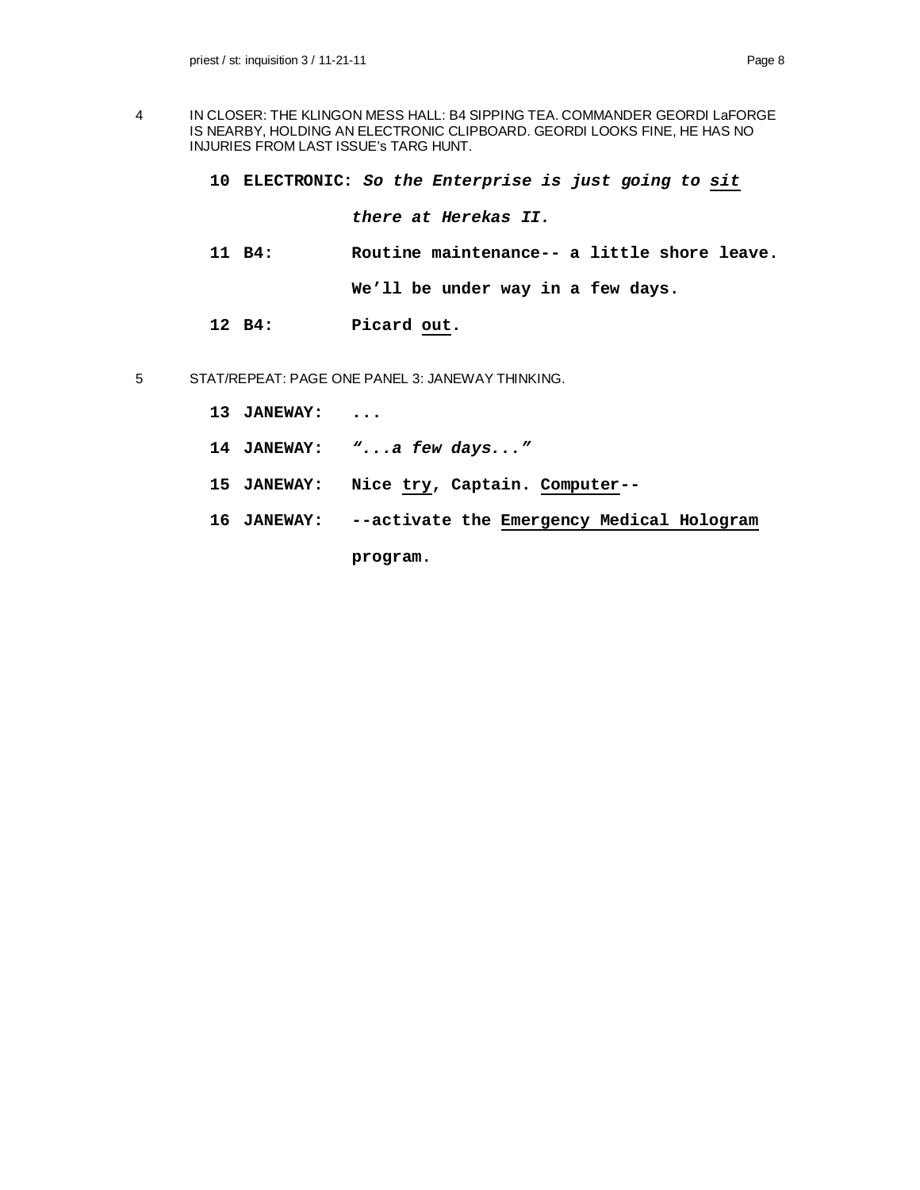4 IN CLOSER: THE KLINGON MESS HALL: B4 SIPPING TEA. COMMANDER GEORDI LaFORGE IS NEARBY, HOLDING AN ELECTRONIC CLIPBOARD. GEORDI LOOKS FINE, HE HAS NO INJURIES FROM LAST ISSUE's TARG HUNT.

**10 ELECTRONIC:** ***So the Enterprise is just going to sit there at Herekas II.***

**11 B4:** **Routine maintenance-- a little shore leave. We'll be under way in a few days.**

**12 B4:** **Picard out.**

5 STAT/REPEAT: PAGE ONE PANEL 3: JANEWAY THINKING.

**13 JANEWAY:** **...**

**14 JANEWAY:** ***"...a few days..."***

**15 JANEWAY:** **Nice try, Captain. Computer--**

**16 JANEWAY:** **--activate the Emergency Medical Hologram program.**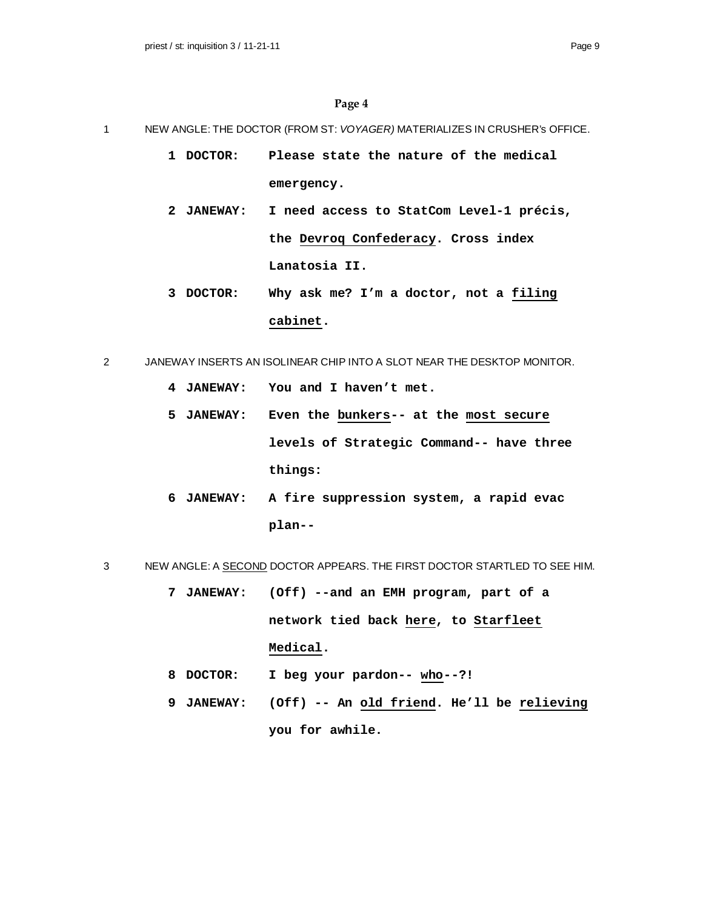## Page 4

1 NEW ANGLE: THE DOCTOR (FROM ST: *VOYAGER)* MATERIALIZES IN CRUSHER's OFFICE.

**1 DOCTOR:** **Please state the nature of the medical emergency.**

**2 JANEWAY:** **I need access to StatCom Level-1 précis, the <u>Devroq Confederacy</u>. Cross index Lanatosia II.**

**3 DOCTOR:** **Why ask me? I'm a doctor, not a <u>filing cabinet</u>.**

2 JANEWAY INSERTS AN ISOLINEAR CHIP INTO A SLOT NEAR THE DESKTOP MONITOR.

**4 JANEWAY:** **You and I haven't met.**

**5 JANEWAY:** **Even the <u>bunkers</u>-- at the <u>most secure</u> levels of Strategic Command-- have three things:**

**6 JANEWAY:** **A fire suppression system, a rapid evac plan--**

3 NEW ANGLE: A <u>SECOND</u> DOCTOR APPEARS. THE FIRST DOCTOR STARTLED TO SEE HIM.

**7 JANEWAY:** **(Off) --and an EMH program, part of a network tied back <u>here</u>, to <u>Starfleet Medical</u>.**

**8 DOCTOR:** **I beg your pardon-- <u>who</u>--?!**

**9 JANEWAY:** **(Off) -- An <u>old friend</u>. He'll be <u>relieving</u> you for awhile.**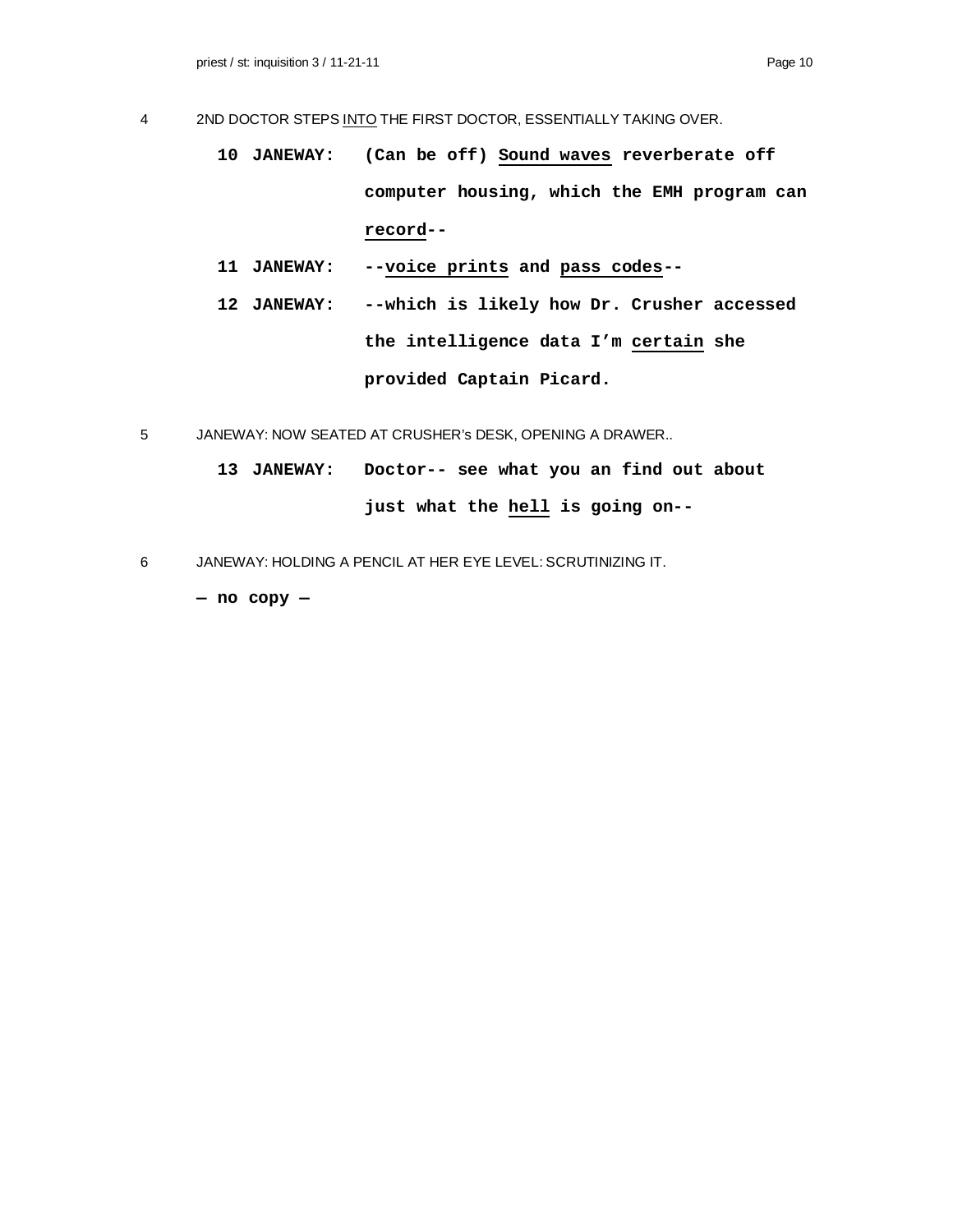4 2ND DOCTOR STEPS <u>INTO</u> THE FIRST DOCTOR, ESSENTIALLY TAKING OVER.

**10 JANEWAY: (Can be off) Sound waves reverberate off computer housing, which the EMH program can record--**

**11 JANEWAY: --voice prints and pass codes--**

**12 JANEWAY: --which is likely how Dr. Crusher accessed the intelligence data I'm certain she provided Captain Picard.**

5 JANEWAY: NOW SEATED AT CRUSHER's DESK, OPENING A DRAWER..

**13 JANEWAY: Doctor-- see what you an find out about just what the hell is going on--**

6 JANEWAY: HOLDING A PENCIL AT HER EYE LEVEL: SCRUTINIZING IT.

**— no copy —**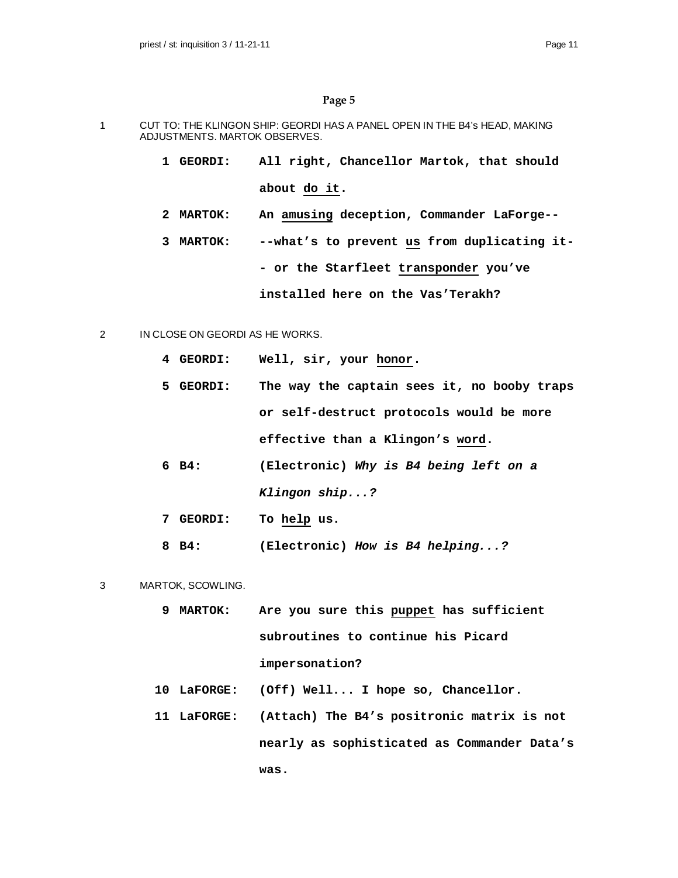## Page 5

1 CUT TO: THE KLINGON SHIP: GEORDI HAS A PANEL OPEN IN THE B4's HEAD, MAKING ADJUSTMENTS. MARTOK OBSERVES.

**1 GEORDI:** **All right, Chancellor Martok, that should about do it.**

**2 MARTOK:** **An amusing deception, Commander LaForge--**

**3 MARTOK:** **--what's to prevent us from duplicating it-- or the Starfleet transponder you've installed here on the Vas'Terakh?**

2 IN CLOSE ON GEORDI AS HE WORKS.

**4 GEORDI:** **Well, sir, your honor.**

**5 GEORDI:** **The way the captain sees it, no booby traps or self-destruct protocols would be more effective than a Klingon's word.**

**6 B4:** **(Electronic)** ***Why is B4 being left on a Klingon ship...?***

**7 GEORDI:** **To help us.**

**8 B4:** **(Electronic)** ***How is B4 helping...?***

3 MARTOK, SCOWLING.

**9 MARTOK:** **Are you sure this puppet has sufficient subroutines to continue his Picard impersonation?**

**10 LaFORGE:** **(Off) Well... I hope so, Chancellor.**

**11 LaFORGE:** **(Attach) The B4's positronic matrix is not nearly as sophisticated as Commander Data's was.**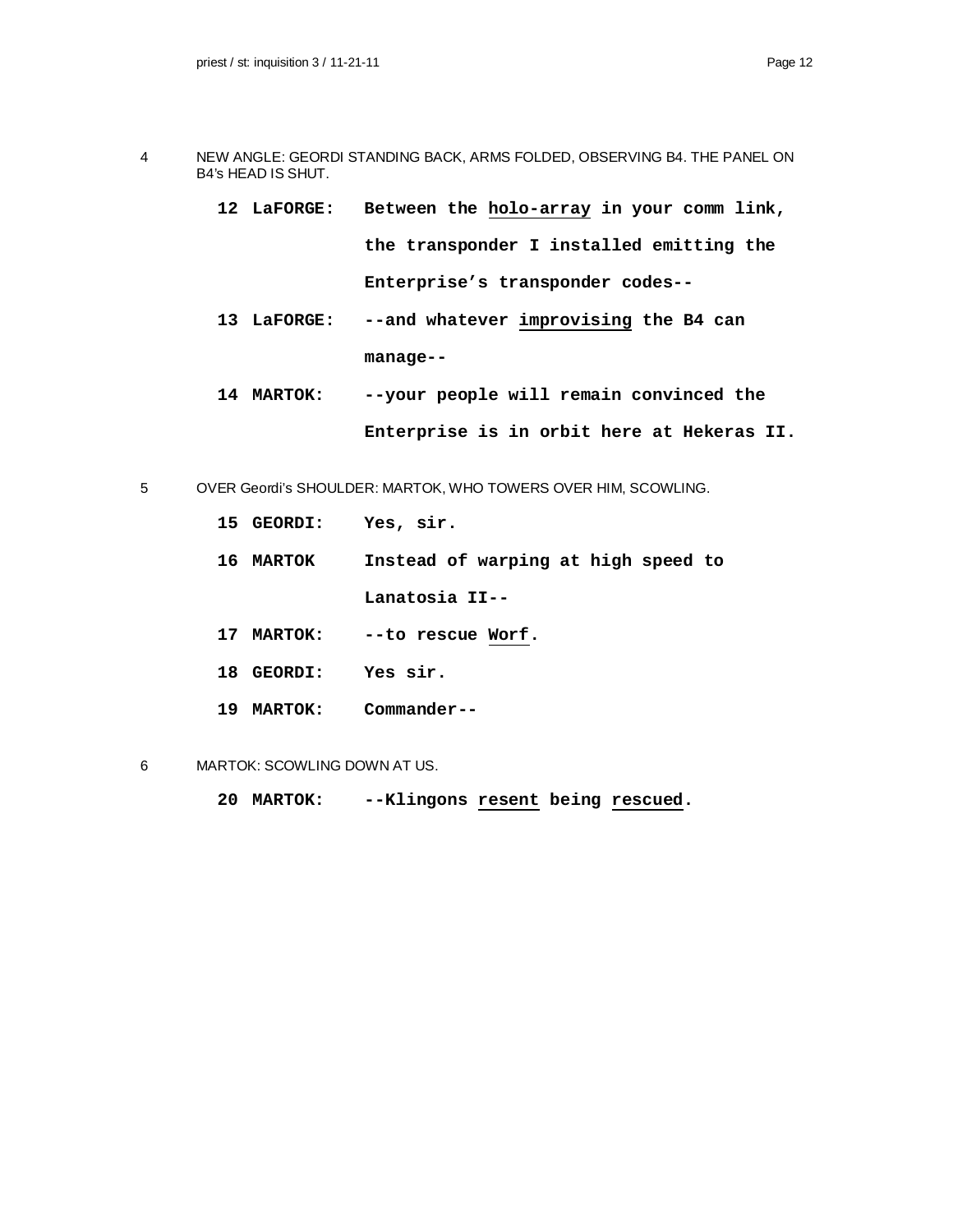4 NEW ANGLE: GEORDI STANDING BACK, ARMS FOLDED, OBSERVING B4. THE PANEL ON B4's HEAD IS SHUT.

**12 LaFORGE:** **Between the <u>holo-array</u> in your comm link, the transponder I installed emitting the Enterprise's transponder codes--**

**13 LaFORGE:** **--and whatever <u>improvising</u> the B4 can manage--**

**14 MARTOK:** **--your people will remain convinced the Enterprise is in orbit here at Hekeras II.**

5 OVER Geordi's SHOULDER: MARTOK, WHO TOWERS OVER HIM, SCOWLING.

**15 GEORDI:** **Yes, sir.**

**16 MARTOK** **Instead of warping at high speed to Lanatosia II--**

**17 MARTOK:** **--to rescue <u>Worf</u>.**

**18 GEORDI:** **Yes sir.**

**19 MARTOK:** **Commander--**

6 MARTOK: SCOWLING DOWN AT US.

**20 MARTOK:** **--Klingons <u>resent</u> being <u>rescued</u>.**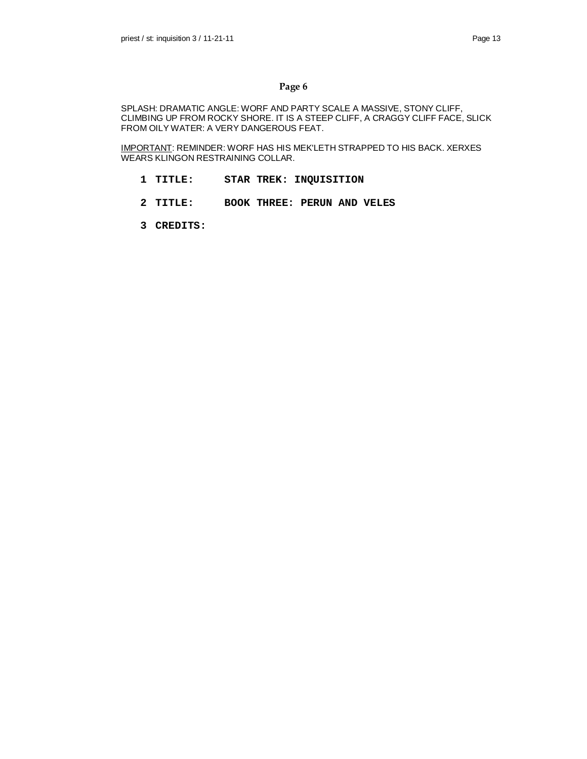## Page 6

SPLASH: DRAMATIC ANGLE: WORF AND PARTY SCALE A MASSIVE, STONY CLIFF, CLIMBING UP FROM ROCKY SHORE. IT IS A STEEP CLIFF, A CRAGGY CLIFF FACE, SLICK FROM OILY WATER: A VERY DANGEROUS FEAT.

<u>IMPORTANT</u>: REMINDER: WORF HAS HIS MEK'LETH STRAPPED TO HIS BACK. XERXES WEARS KLINGON RESTRAINING COLLAR.

1 **TITLE: STAR TREK: INQUISITION**

2 **TITLE: BOOK THREE: PERUN AND VELES**

3 **CREDITS:**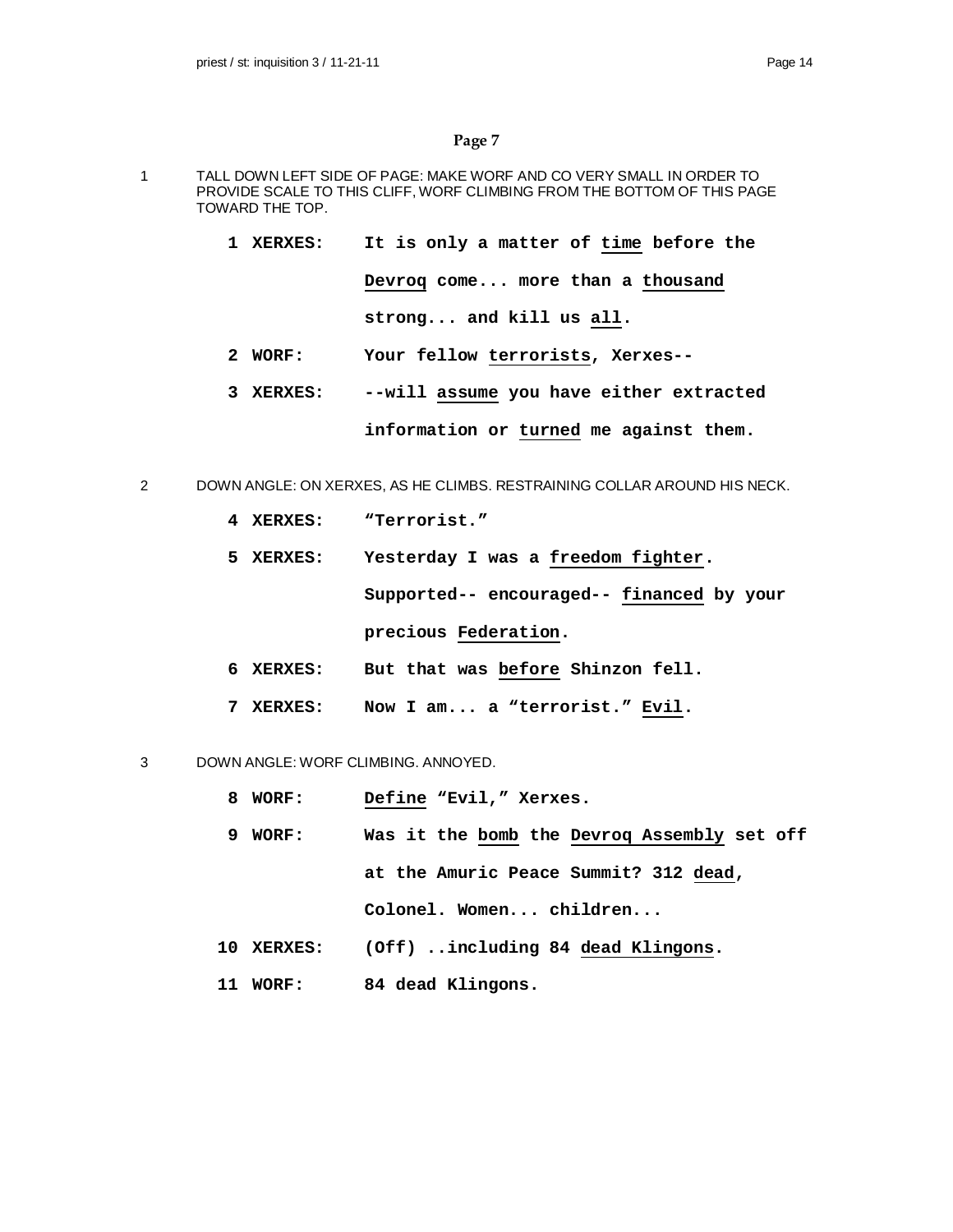## Page 7

1 TALL DOWN LEFT SIDE OF PAGE: MAKE WORF AND CO VERY SMALL IN ORDER TO PROVIDE SCALE TO THIS CLIFF, WORF CLIMBING FROM THE BOTTOM OF THIS PAGE TOWARD THE TOP.

**1 XERXES:** **It is only a matter of <u>time</u> before the <u>Devroq</u> come... more than a <u>thousand</u> strong... and kill us <u>all</u>.**

**2 WORF:** **Your fellow <u>terrorists</u>, Xerxes--**

**3 XERXES:** **--will <u>assume</u> you have either extracted information or <u>turned</u> me against them.**

2 DOWN ANGLE: ON XERXES, AS HE CLIMBS. RESTRAINING COLLAR AROUND HIS NECK.

**4 XERXES:** **"Terrorist."**

**5 XERXES:** **Yesterday I was a <u>freedom fighter</u>. Supported-- encouraged-- <u>financed</u> by your precious <u>Federation</u>.**

**6 XERXES:** **But that was <u>before</u> Shinzon fell.**

**7 XERXES:** **Now I am... a "terrorist." <u>Evil</u>.**

3 DOWN ANGLE: WORF CLIMBING. ANNOYED.

**8 WORF:** **<u>Define</u> "Evil," Xerxes.**

**9 WORF:** **Was it the <u>bomb</u> the <u>Devroq Assembly</u> set off at the Amuric Peace Summit? 312 <u>dead</u>, Colonel. Women... children...**

**10 XERXES:** **(Off) ..including 84 <u>dead Klingons</u>.**

**11 WORF:** **84 dead Klingons.**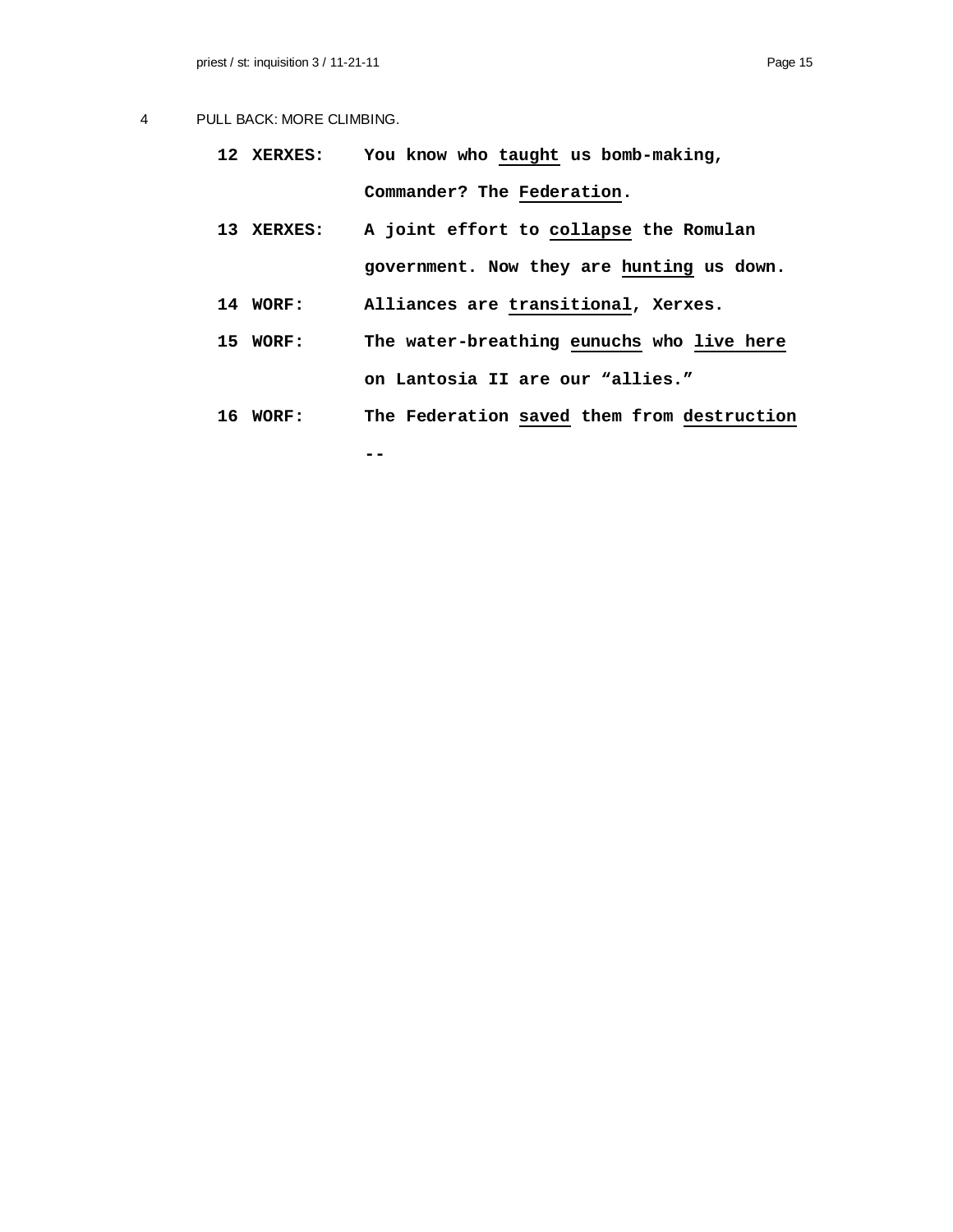4 PULL BACK: MORE CLIMBING.

**12 XERXES:** **You know who <u>taught</u> us bomb-making, Commander? The <u>Federation</u>.**

**13 XERXES:** **A joint effort to <u>collapse</u> the Romulan government. Now they are <u>hunting</u> us down.**

**14 WORF:** **Alliances are <u>transitional</u>, Xerxes.**

**15 WORF:** **The water-breathing <u>eunuchs</u> who <u>live here</u> on Lantosia II are our "allies."**

**16 WORF:** **The Federation <u>saved</u> them from <u>destruction</u> --**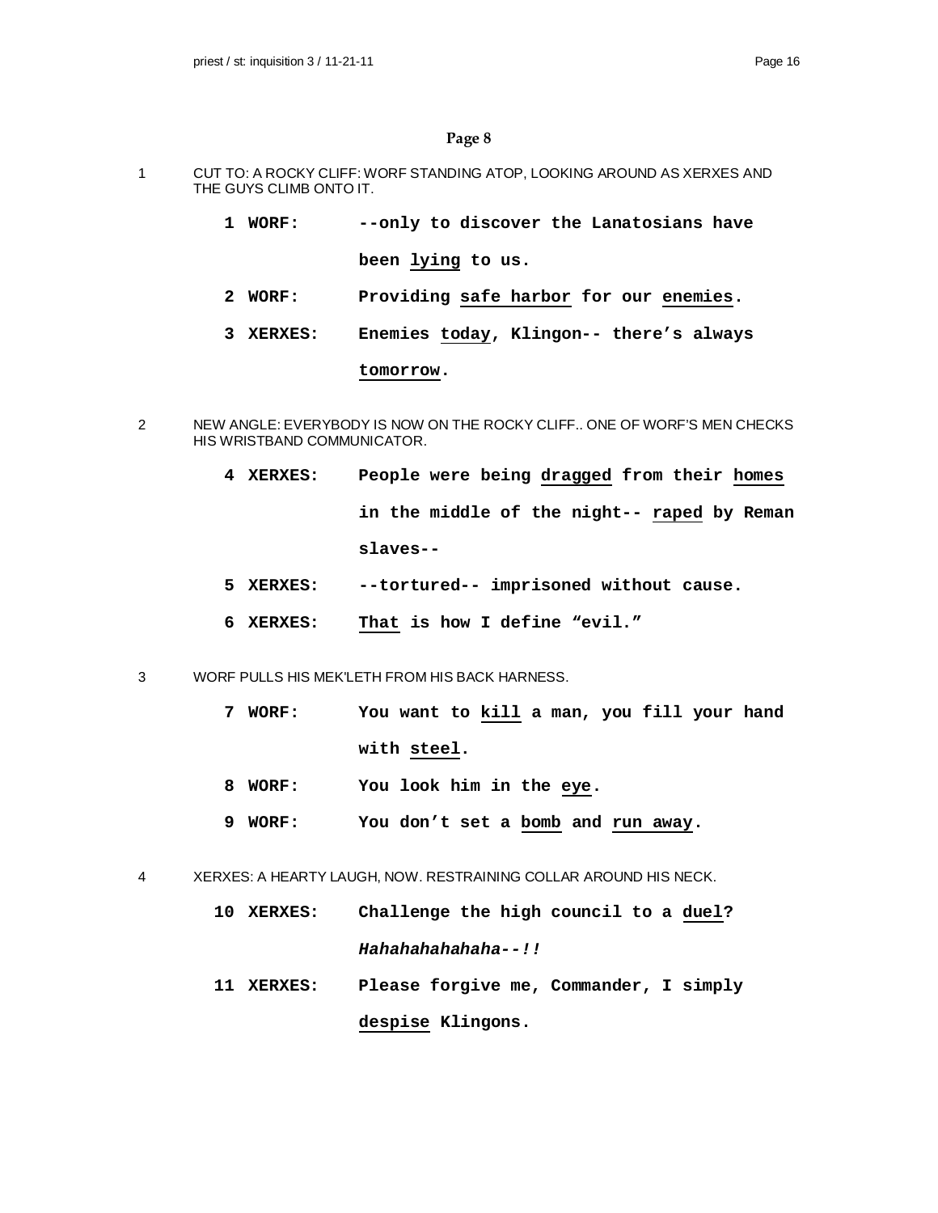## Page 8

1 CUT TO: A ROCKY CLIFF: WORF STANDING ATOP, LOOKING AROUND AS XERXES AND THE GUYS CLIMB ONTO IT.

**1 WORF:** **--only to discover the Lanatosians have been lying to us.**

**2 WORF:** **Providing safe harbor for our enemies.**

**3 XERXES:** **Enemies today, Klingon-- there's always tomorrow.**

2 NEW ANGLE: EVERYBODY IS NOW ON THE ROCKY CLIFF.. ONE OF WORF'S MEN CHECKS HIS WRISTBAND COMMUNICATOR.

**4 XERXES:** **People were being dragged from their homes in the middle of the night-- raped by Reman slaves--**

**5 XERXES:** **--tortured-- imprisoned without cause.**

**6 XERXES:** **That is how I define "evil."**

3 WORF PULLS HIS MEK'LETH FROM HIS BACK HARNESS.

**7 WORF:** **You want to kill a man, you fill your hand with steel.**

**8 WORF:** **You look him in the eye.**

**9 WORF:** **You don't set a bomb and run away.**

4 XERXES: A HEARTY LAUGH, NOW. RESTRAINING COLLAR AROUND HIS NECK.

**10 XERXES:** **Challenge the high council to a duel?** ***Hahahahahahaha--!!***

**11 XERXES:** **Please forgive me, Commander, I simply despise Klingons.**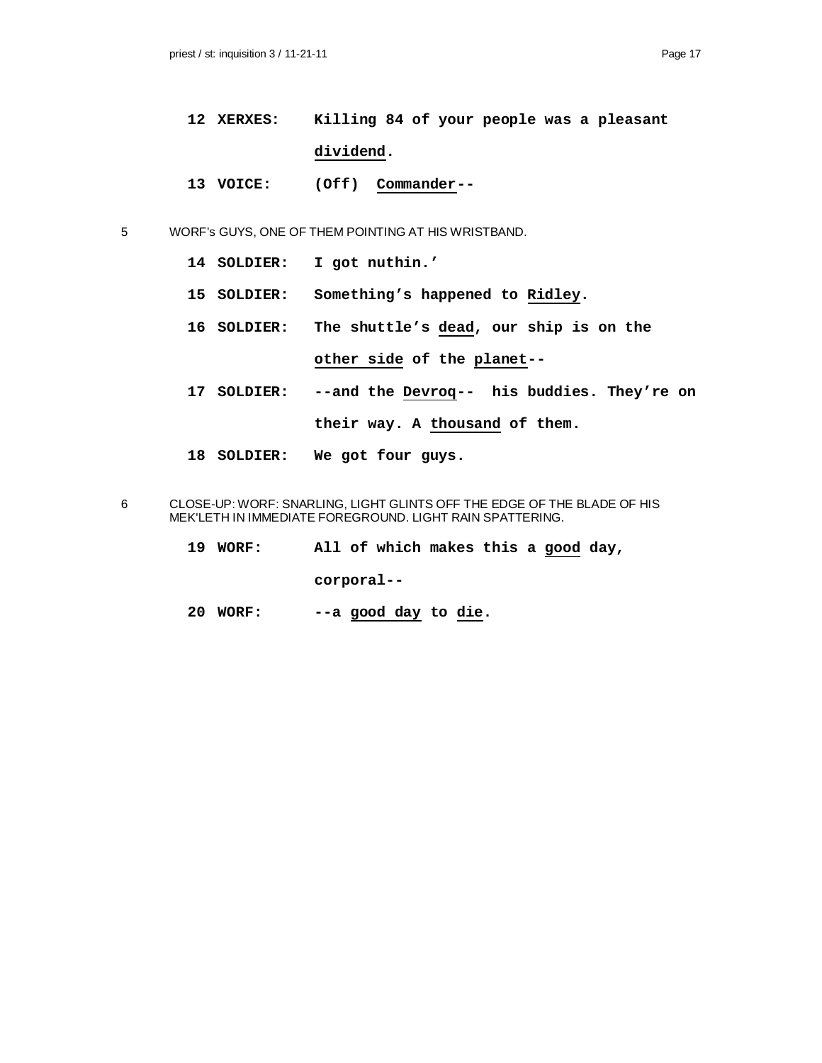**12 XERXES:** **Killing 84 of your people was a pleasant dividend.**

**13 VOICE:** **(Off) Commander--**

5 WORF's GUYS, ONE OF THEM POINTING AT HIS WRISTBAND.

**14 SOLDIER:** **I got nuthin.'**

**15 SOLDIER:** **Something's happened to Ridley.**

**16 SOLDIER:** **The shuttle's dead, our ship is on the other side of the planet--**

**17 SOLDIER:** **--and the Devroq-- his buddies. They're on their way. A thousand of them.**

**18 SOLDIER:** **We got four guys.**

6 CLOSE-UP: WORF: SNARLING, LIGHT GLINTS OFF THE EDGE OF THE BLADE OF HIS MEK'LETH IN IMMEDIATE FOREGROUND. LIGHT RAIN SPATTERING.

**19 WORF:** **All of which makes this a good day, corporal--**

**20 WORF:** **--a good day to die.**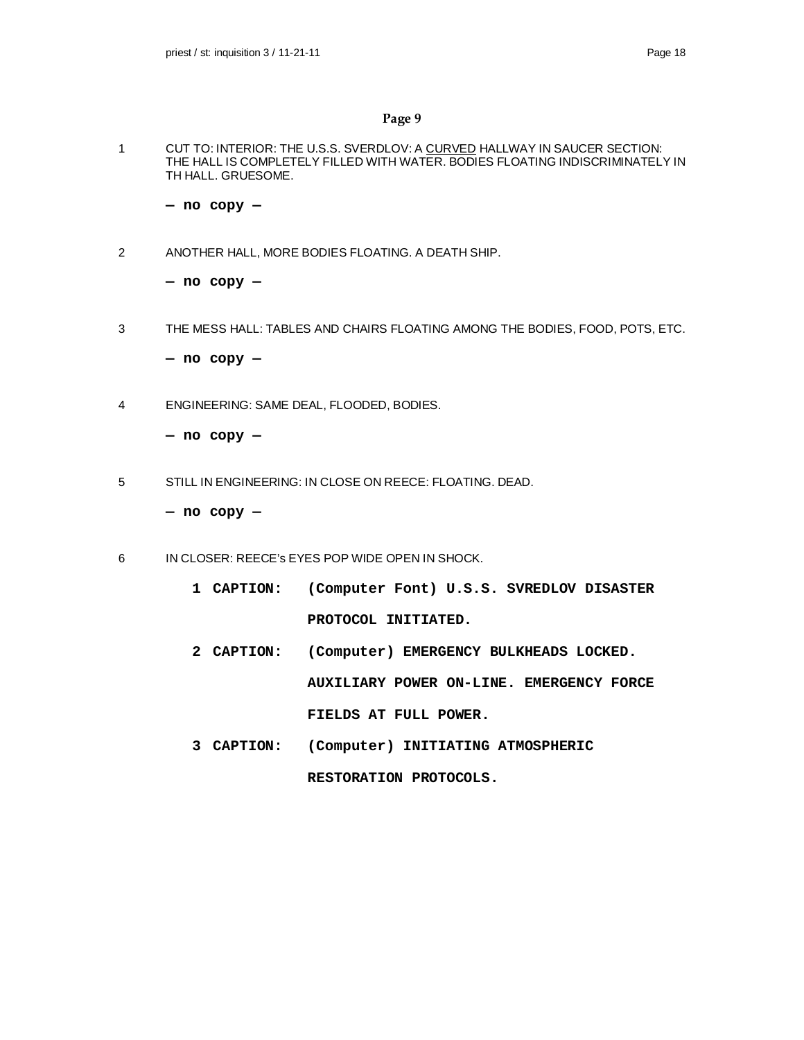## Page 9

1 CUT TO: INTERIOR: THE U.S.S. SVERDLOV: A CURVED HALLWAY IN SAUCER SECTION: THE HALL IS COMPLETELY FILLED WITH WATER. BODIES FLOATING INDISCRIMINATELY IN TH HALL. GRUESOME.

**— no copy —**

2 ANOTHER HALL, MORE BODIES FLOATING. A DEATH SHIP.

**— no copy —**

3 THE MESS HALL: TABLES AND CHAIRS FLOATING AMONG THE BODIES, FOOD, POTS, ETC.

**— no copy —**

4 ENGINEERING: SAME DEAL, FLOODED, BODIES.

**— no copy —**

5 STILL IN ENGINEERING: IN CLOSE ON REECE: FLOATING. DEAD.

**— no copy —**

6 IN CLOSER: REECE's EYES POP WIDE OPEN IN SHOCK.

**1 CAPTION: (Computer Font) U.S.S. SVREDLOV DISASTER PROTOCOL INITIATED.**

**2 CAPTION: (Computer) EMERGENCY BULKHEADS LOCKED. AUXILIARY POWER ON-LINE. EMERGENCY FORCE FIELDS AT FULL POWER.**

**3 CAPTION: (Computer) INITIATING ATMOSPHERIC RESTORATION PROTOCOLS.**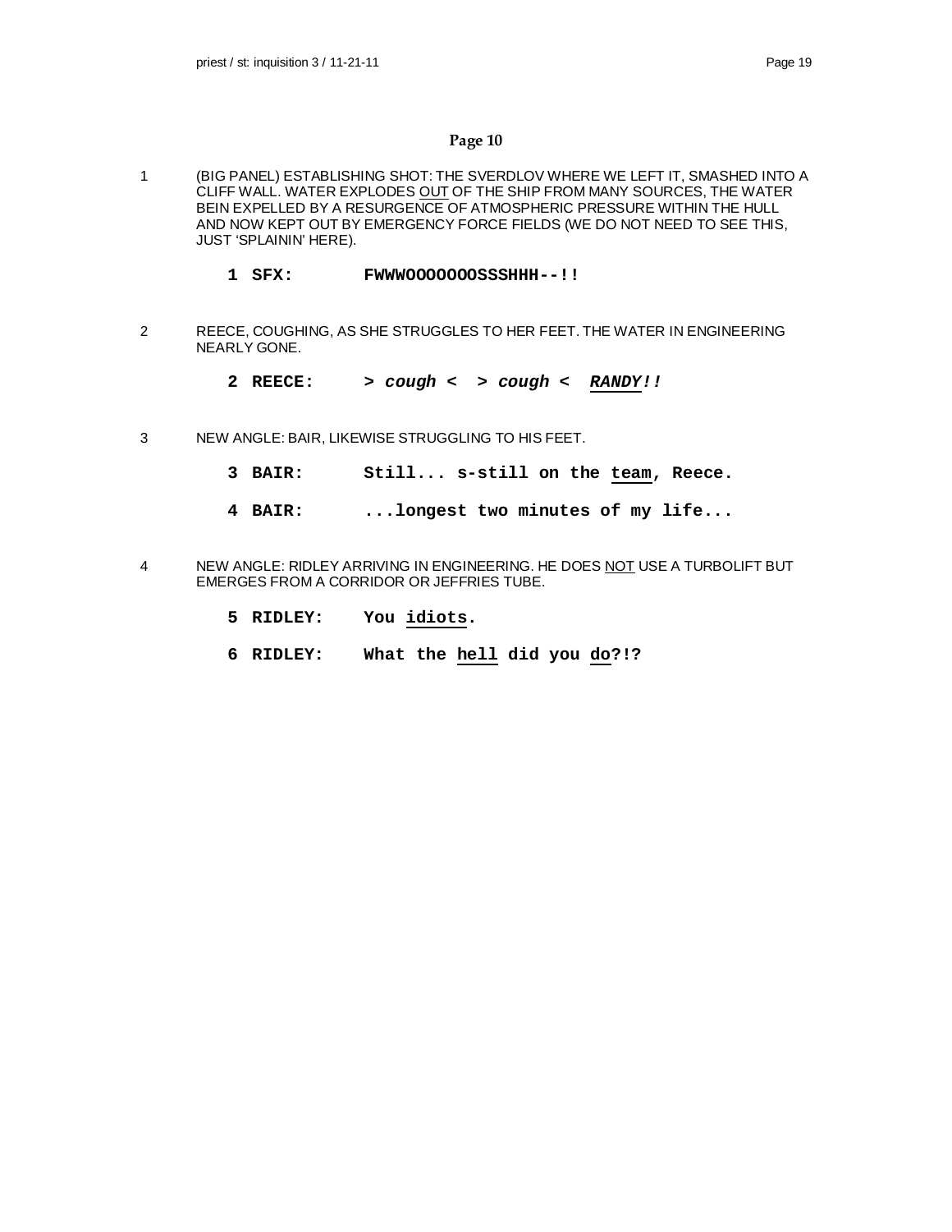## Page 10

1 (BIG PANEL) ESTABLISHING SHOT: THE SVERDLOV WHERE WE LEFT IT, SMASHED INTO A CLIFF WALL. WATER EXPLODES OUT OF THE SHIP FROM MANY SOURCES, THE WATER BEIN EXPELLED BY A RESURGENCE OF ATMOSPHERIC PRESSURE WITHIN THE HULL AND NOW KEPT OUT BY EMERGENCY FORCE FIELDS (WE DO NOT NEED TO SEE THIS, JUST 'SPLAININ' HERE).

**1 SFX: FWWWOOOOOOOSSSHHH--!!**

2 REECE, COUGHING, AS SHE STRUGGLES TO HER FEET. THE WATER IN ENGINEERING NEARLY GONE.

**2 REECE: >** ***cough*** **< >** ***cough*** **<** ***RANDY!!***

3 NEW ANGLE: BAIR, LIKEWISE STRUGGLING TO HIS FEET.

**3 BAIR: Still... s-still on the team, Reece.**

**4 BAIR: ...longest two minutes of my life...**

4 NEW ANGLE: RIDLEY ARRIVING IN ENGINEERING. HE DOES NOT USE A TURBOLIFT BUT EMERGES FROM A CORRIDOR OR JEFFRIES TUBE.

**5 RIDLEY: You idiots.**

**6 RIDLEY: What the hell did you do?!?**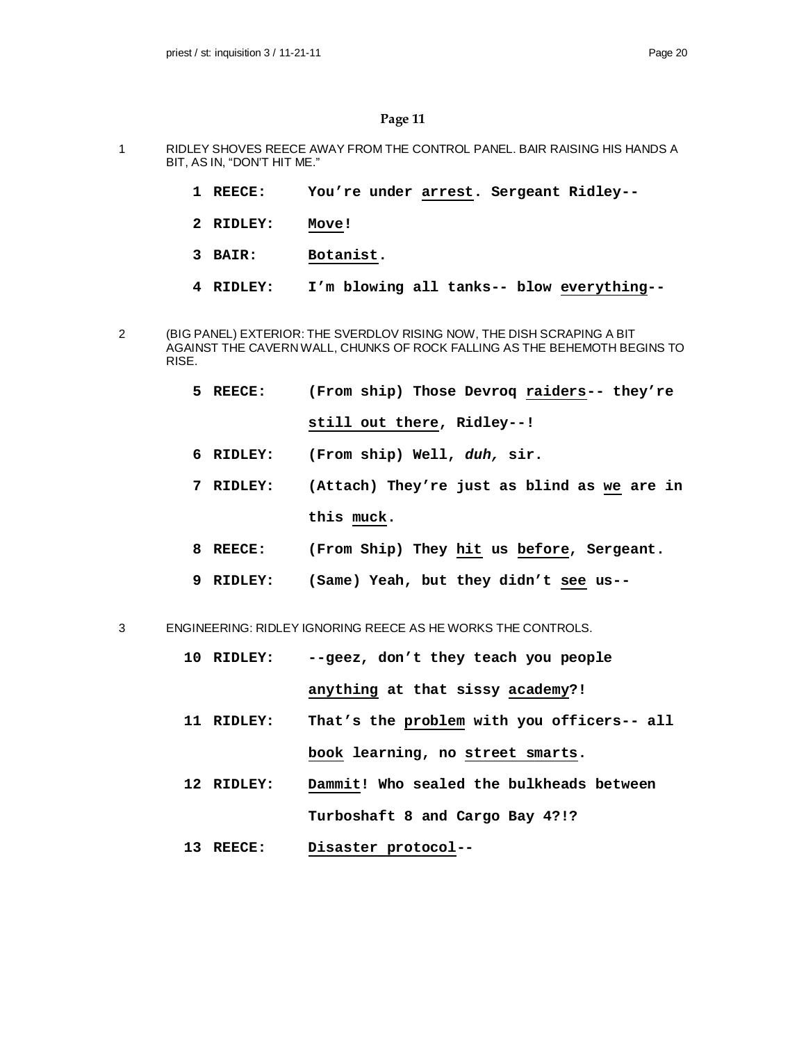## Page 11

1 RIDLEY SHOVES REECE AWAY FROM THE CONTROL PANEL. BAIR RAISING HIS HANDS A BIT, AS IN, "DON'T HIT ME."

**1 REECE:** **You're under <u>arrest</u>. Sergeant Ridley--**

**2 RIDLEY:** **<u>Move</u>!**

**3 BAIR:** **<u>Botanist</u>.**

**4 RIDLEY:** **I'm blowing all tanks-- blow <u>everything</u>--**

2 (BIG PANEL) EXTERIOR: THE SVERDLOV RISING NOW, THE DISH SCRAPING A BIT AGAINST THE CAVERN WALL, CHUNKS OF ROCK FALLING AS THE BEHEMOTH BEGINS TO RISE.

**5 REECE:** **(From ship) Those Devroq <u>raiders</u>-- they're <u>still out there</u>, Ridley--!**

**6 RIDLEY:** **(From ship) Well, *duh,* sir.**

**7 RIDLEY:** **(Attach) They're just as blind as <u>we</u> are in this <u>muck</u>.**

**8 REECE:** **(From Ship) They <u>hit</u> us <u>before</u>, Sergeant.**

**9 RIDLEY:** **(Same) Yeah, but they didn't <u>see</u> us--**

3 ENGINEERING: RIDLEY IGNORING REECE AS HE WORKS THE CONTROLS.

**10 RIDLEY:** **--geez, don't they teach you people <u>anything</u> at that sissy <u>academy</u>?!**

**11 RIDLEY:** **That's the <u>problem</u> with you officers-- all <u>book</u> learning, no <u>street smarts</u>.**

**12 RIDLEY:** **<u>Dammit</u>! Who sealed the bulkheads between Turboshaft 8 and Cargo Bay 4?!?**

**13 REECE:** **<u>Disaster protocol</u>--**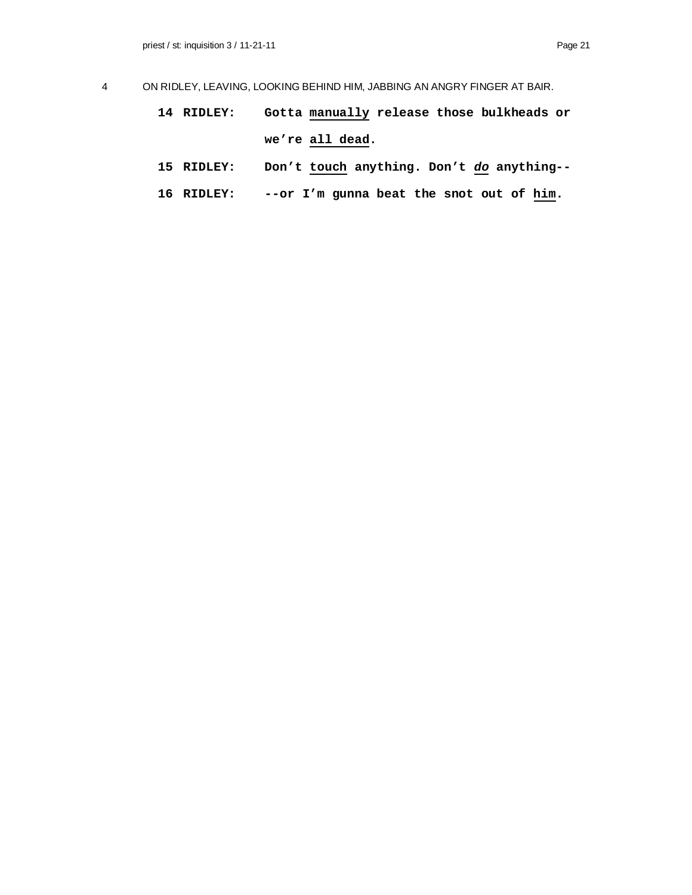4 ON RIDLEY, LEAVING, LOOKING BEHIND HIM, JABBING AN ANGRY FINGER AT BAIR.

**14 RIDLEY: Gotta <u>manually</u> release those bulkheads or we're <u>all dead</u>.**

**15 RIDLEY: Don't <u>touch</u> anything. Don't <u>*do*</u> anything--**

**16 RIDLEY: --or I'm gunna beat the snot out of <u>him</u>.**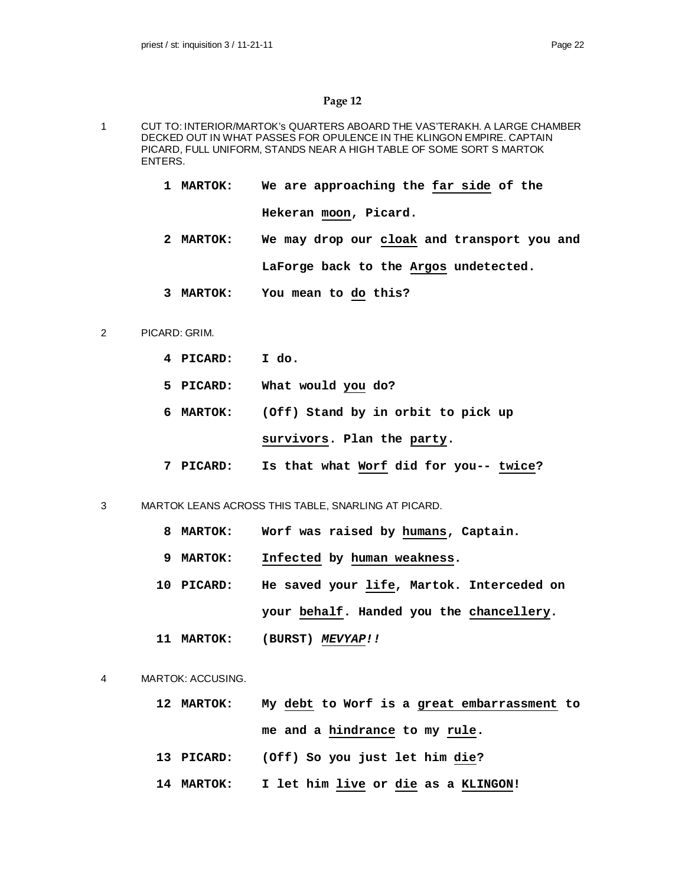## Page 12

1 CUT TO: INTERIOR/MARTOK's QUARTERS ABOARD THE VAS'TERAKH. A LARGE CHAMBER DECKED OUT IN WHAT PASSES FOR OPULENCE IN THE KLINGON EMPIRE. CAPTAIN PICARD, FULL UNIFORM, STANDS NEAR A HIGH TABLE OF SOME SORT S MARTOK ENTERS.

**1 MARTOK:** **We are approaching the far side of the Hekeran moon, Picard.**

**2 MARTOK:** **We may drop our cloak and transport you and LaForge back to the Argos undetected.**

**3 MARTOK:** **You mean to do this?**

2 PICARD: GRIM.

**4 PICARD:** **I do.**

**5 PICARD:** **What would you do?**

**6 MARTOK:** **(Off) Stand by in orbit to pick up survivors. Plan the party.**

**7 PICARD:** **Is that what Worf did for you-- twice?**

3 MARTOK LEANS ACROSS THIS TABLE, SNARLING AT PICARD.

**8 MARTOK:** **Worf was raised by humans, Captain.**

**9 MARTOK:** **Infected by human weakness.**

**10 PICARD:** **He saved your life, Martok. Interceded on your behalf. Handed you the chancellery.**

**11 MARTOK:** **(BURST) *MEVYAP!!***

4 MARTOK: ACCUSING.

**12 MARTOK:** **My debt to Worf is a great embarrassment to me and a hindrance to my rule.**

**13 PICARD:** **(Off) So you just let him die?**

**14 MARTOK:** **I let him live or die as a KLINGON!**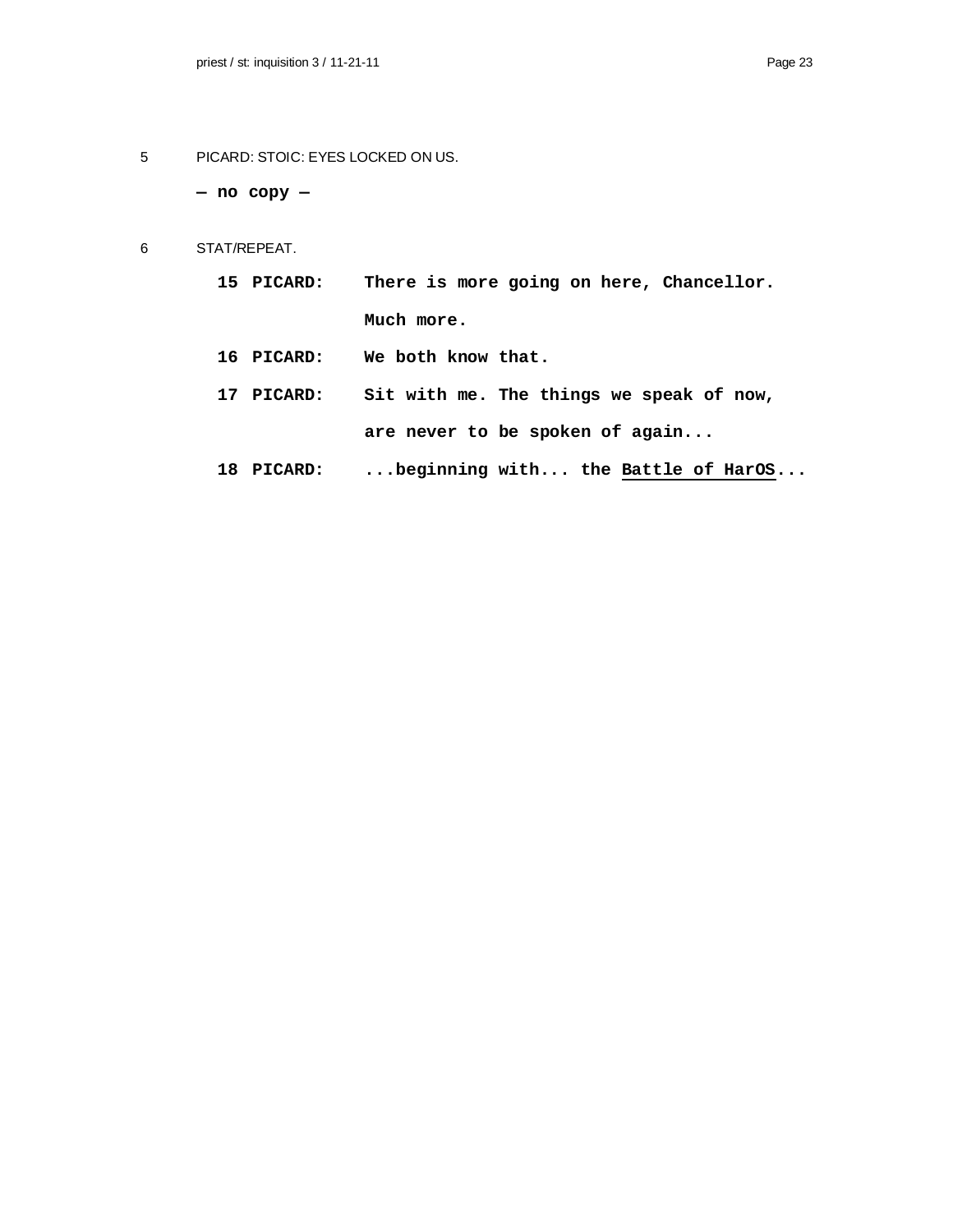5 PICARD: STOIC: EYES LOCKED ON US.

**— no copy —**

6 STAT/REPEAT.

**15 PICARD: There is more going on here, Chancellor. Much more.**

**16 PICARD: We both know that.**

**17 PICARD: Sit with me. The things we speak of now, are never to be spoken of again...**

**18 PICARD: ...beginning with... the <u>Battle of HarOS</u>...**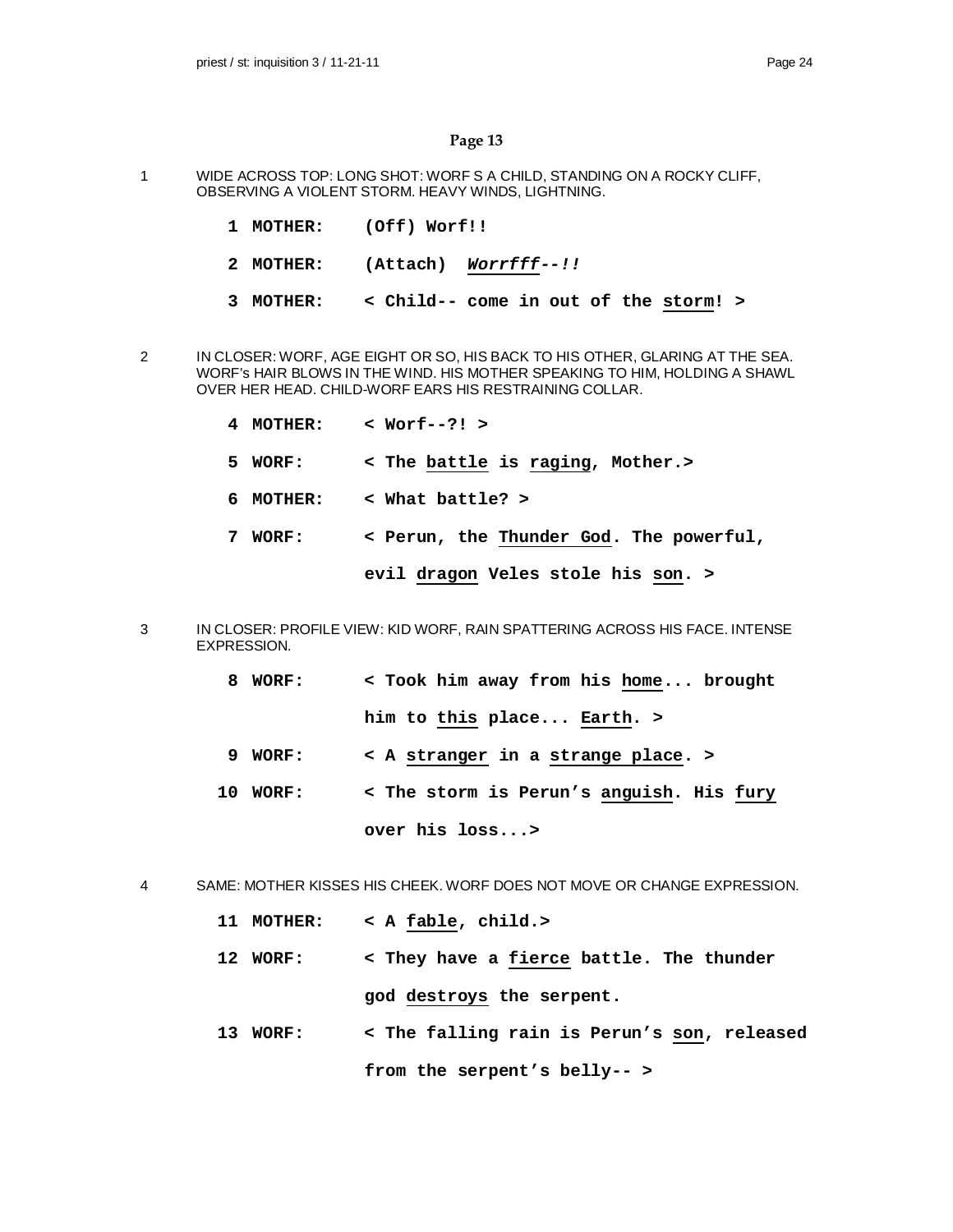## Page 13

1 WIDE ACROSS TOP: LONG SHOT: WORF S A CHILD, STANDING ON A ROCKY CLIFF, OBSERVING A VIOLENT STORM. HEAVY WINDS, LIGHTNING.

**1 MOTHER: (Off) Worf!!**

**2 MOTHER: (Attach) *Worrfff--!!***

**3 MOTHER: < Child-- come in out of the storm! >**

2 IN CLOSER: WORF, AGE EIGHT OR SO, HIS BACK TO HIS OTHER, GLARING AT THE SEA. WORF's HAIR BLOWS IN THE WIND. HIS MOTHER SPEAKING TO HIM, HOLDING A SHAWL OVER HER HEAD. CHILD-WORF EARS HIS RESTRAINING COLLAR.

**4 MOTHER: < Worf--?! >**

**5 WORF: < The battle is raging, Mother.>**

**6 MOTHER: < What battle? >**

**7 WORF: < Perun, the Thunder God. The powerful, evil dragon Veles stole his son. >**

3 IN CLOSER: PROFILE VIEW: KID WORF, RAIN SPATTERING ACROSS HIS FACE. INTENSE EXPRESSION.

**8 WORF: < Took him away from his home... brought him to this place... Earth. >**

**9 WORF: < A stranger in a strange place. >**

**10 WORF: < The storm is Perun's anguish. His fury over his loss...>**

4 SAME: MOTHER KISSES HIS CHEEK. WORF DOES NOT MOVE OR CHANGE EXPRESSION.

**11 MOTHER: < A fable, child.>**

**12 WORF: < They have a fierce battle. The thunder god destroys the serpent.**

**13 WORF: < The falling rain is Perun's son, released from the serpent's belly-- >**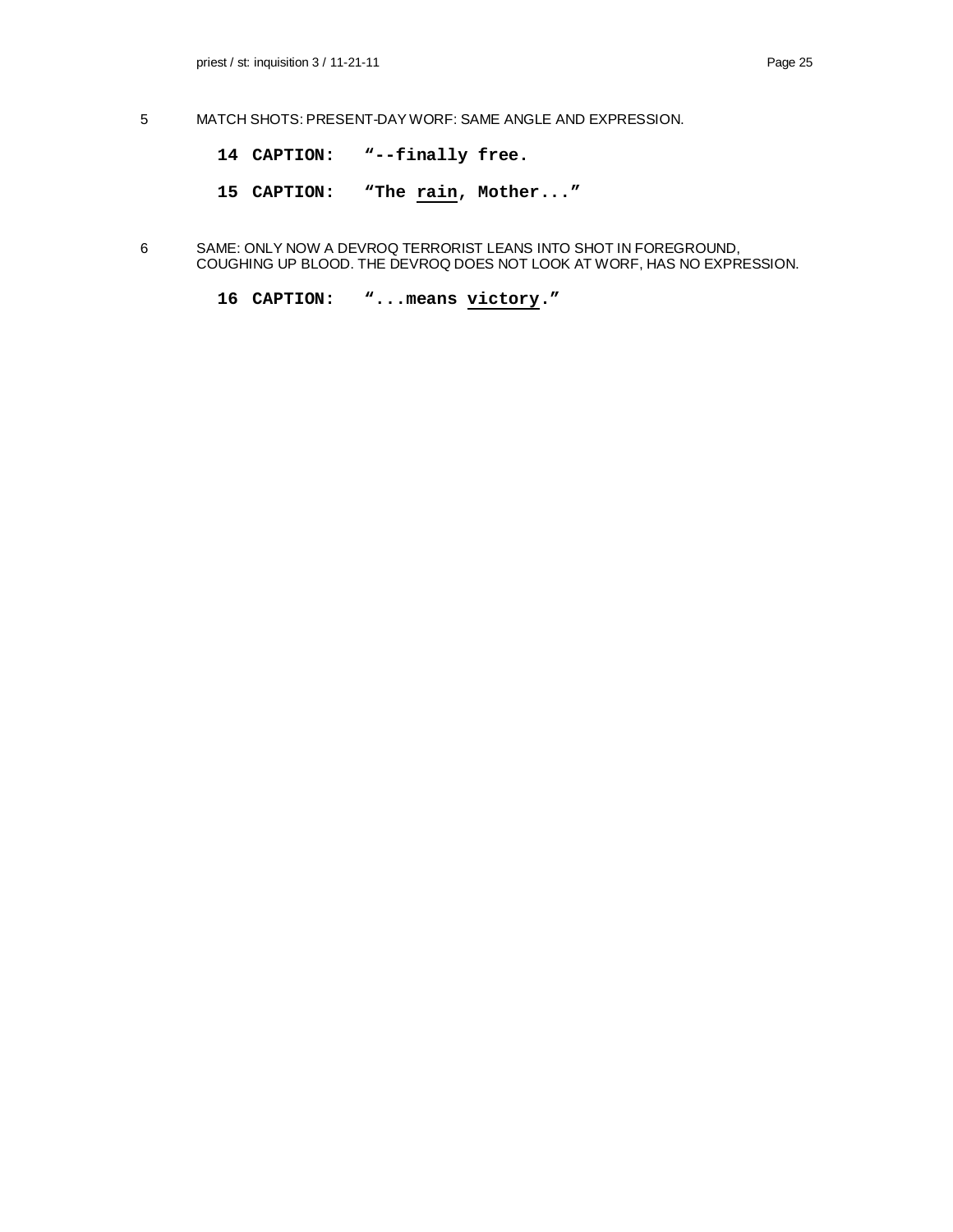5 MATCH SHOTS: PRESENT-DAY WORF: SAME ANGLE AND EXPRESSION.

**14 CAPTION: "--finally free.**

**15 CAPTION: "The <u>rain</u>, Mother..."**

6 SAME: ONLY NOW A DEVROQ TERRORIST LEANS INTO SHOT IN FOREGROUND, COUGHING UP BLOOD. THE DEVROQ DOES NOT LOOK AT WORF, HAS NO EXPRESSION.

**16 CAPTION: "...means <u>victory</u>."**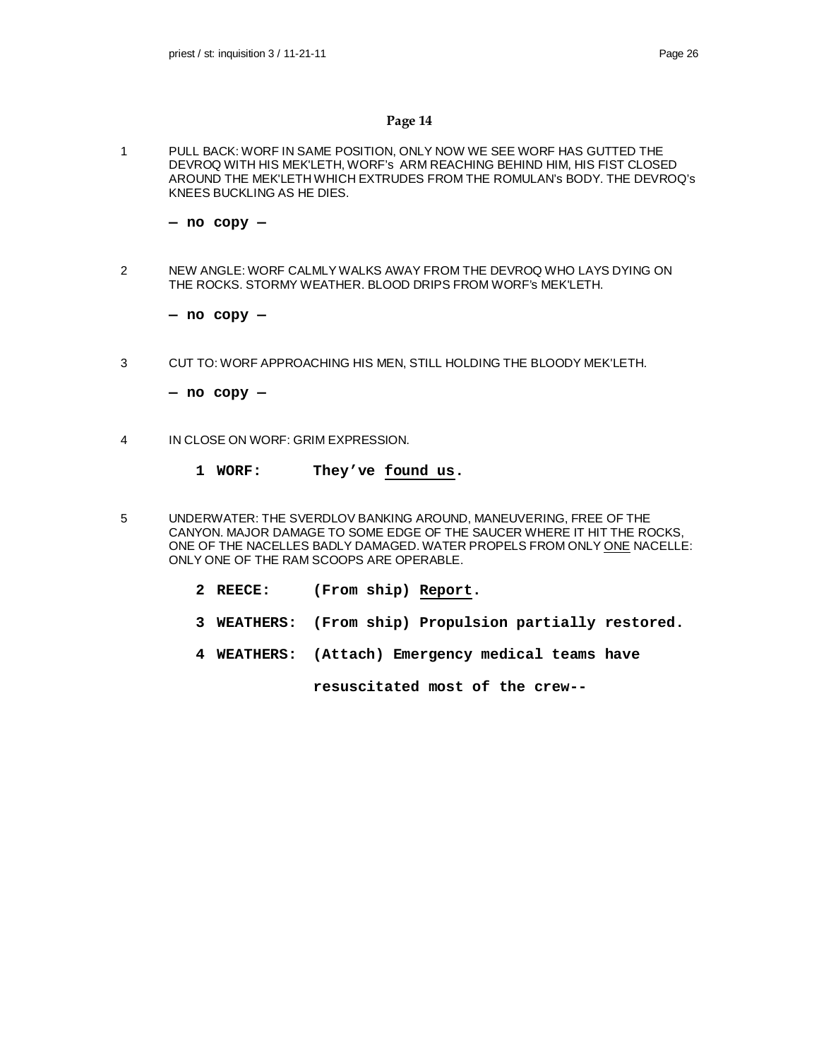## Page 14

1 PULL BACK: WORF IN SAME POSITION, ONLY NOW WE SEE WORF HAS GUTTED THE DEVROQ WITH HIS MEK'LETH, WORF's ARM REACHING BEHIND HIM, HIS FIST CLOSED AROUND THE MEK'LETH WHICH EXTRUDES FROM THE ROMULAN's BODY. THE DEVROQ's KNEES BUCKLING AS HE DIES.

**— no copy —**

2 NEW ANGLE: WORF CALMLY WALKS AWAY FROM THE DEVROQ WHO LAYS DYING ON THE ROCKS. STORMY WEATHER. BLOOD DRIPS FROM WORF's MEK'LETH.

**— no copy —**

3 CUT TO: WORF APPROACHING HIS MEN, STILL HOLDING THE BLOODY MEK'LETH.

**— no copy —**

4 IN CLOSE ON WORF: GRIM EXPRESSION.

**1 WORF: They've <u>found us</u>.**

5 UNDERWATER: THE SVERDLOV BANKING AROUND, MANEUVERING, FREE OF THE CANYON. MAJOR DAMAGE TO SOME EDGE OF THE SAUCER WHERE IT HIT THE ROCKS, ONE OF THE NACELLES BADLY DAMAGED. WATER PROPELS FROM ONLY <u>ONE</u> NACELLE: ONLY ONE OF THE RAM SCOOPS ARE OPERABLE.

**2 REECE: (From ship) <u>Report</u>.**

**3 WEATHERS: (From ship) Propulsion partially restored.**

**4 WEATHERS: (Attach) Emergency medical teams have resuscitated most of the crew--**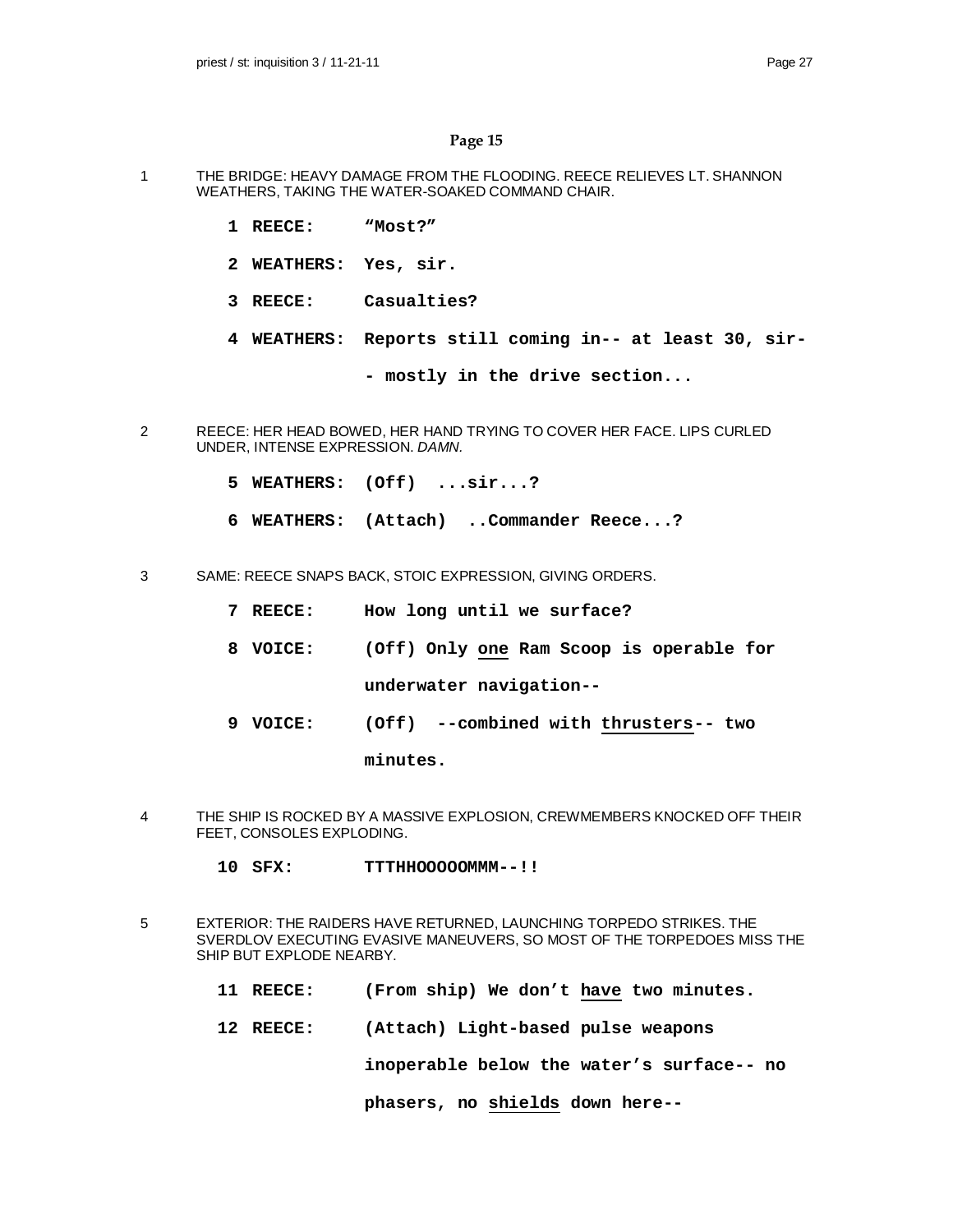## Page 15

1 THE BRIDGE: HEAVY DAMAGE FROM THE FLOODING. REECE RELIEVES LT. SHANNON WEATHERS, TAKING THE WATER-SOAKED COMMAND CHAIR.

**1 REECE: "Most?"**

**2 WEATHERS: Yes, sir.**

**3 REECE: Casualties?**

**4 WEATHERS: Reports still coming in-- at least 30, sir--- mostly in the drive section...**

2 REECE: HER HEAD BOWED, HER HAND TRYING TO COVER HER FACE. LIPS CURLED UNDER, INTENSE EXPRESSION. *DAMN.*

**5 WEATHERS: (Off) ...sir...?**

**6 WEATHERS: (Attach) ..Commander Reece...?**

3 SAME: REECE SNAPS BACK, STOIC EXPRESSION, GIVING ORDERS.

**7 REECE: How long until we surface?**

**8 VOICE: (Off) Only <u>one</u> Ram Scoop is operable for underwater navigation--**

**9 VOICE: (Off) --combined with <u>thrusters</u>-- two minutes.**

4 THE SHIP IS ROCKED BY A MASSIVE EXPLOSION, CREWMEMBERS KNOCKED OFF THEIR FEET, CONSOLES EXPLODING.

**10 SFX: TTTHHOOOOOMMM--!!**

5 EXTERIOR: THE RAIDERS HAVE RETURNED, LAUNCHING TORPEDO STRIKES. THE SVERDLOV EXECUTING EVASIVE MANEUVERS, SO MOST OF THE TORPEDOES MISS THE SHIP BUT EXPLODE NEARBY.

**11 REECE: (From ship) We don't <u>have</u> two minutes.**

**12 REECE: (Attach) Light-based pulse weapons inoperable below the water's surface-- no phasers, no <u>shields</u> down here--**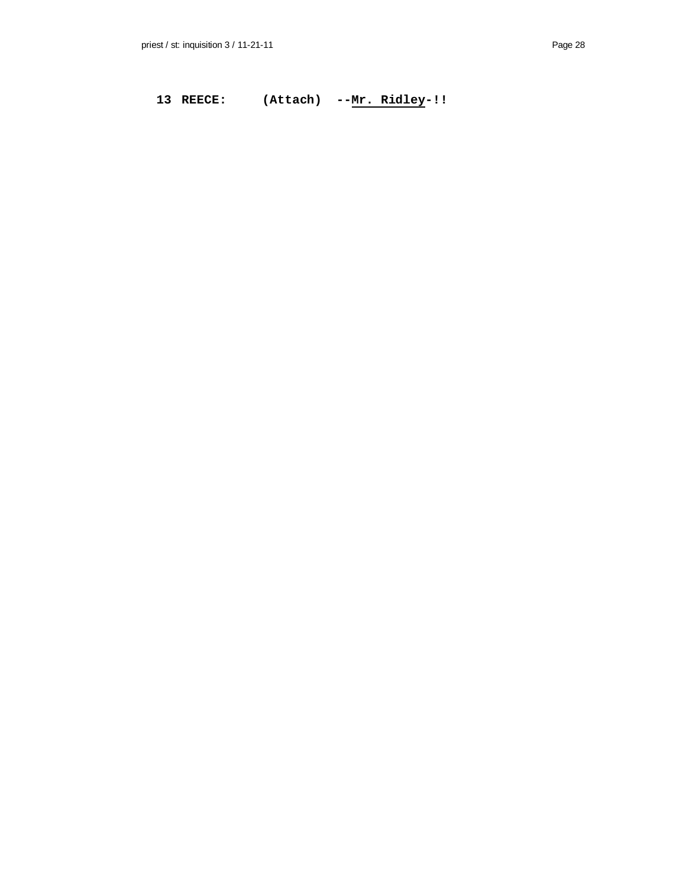**13 REECE: (Attach) --<u>Mr. Ridley</u>-!!**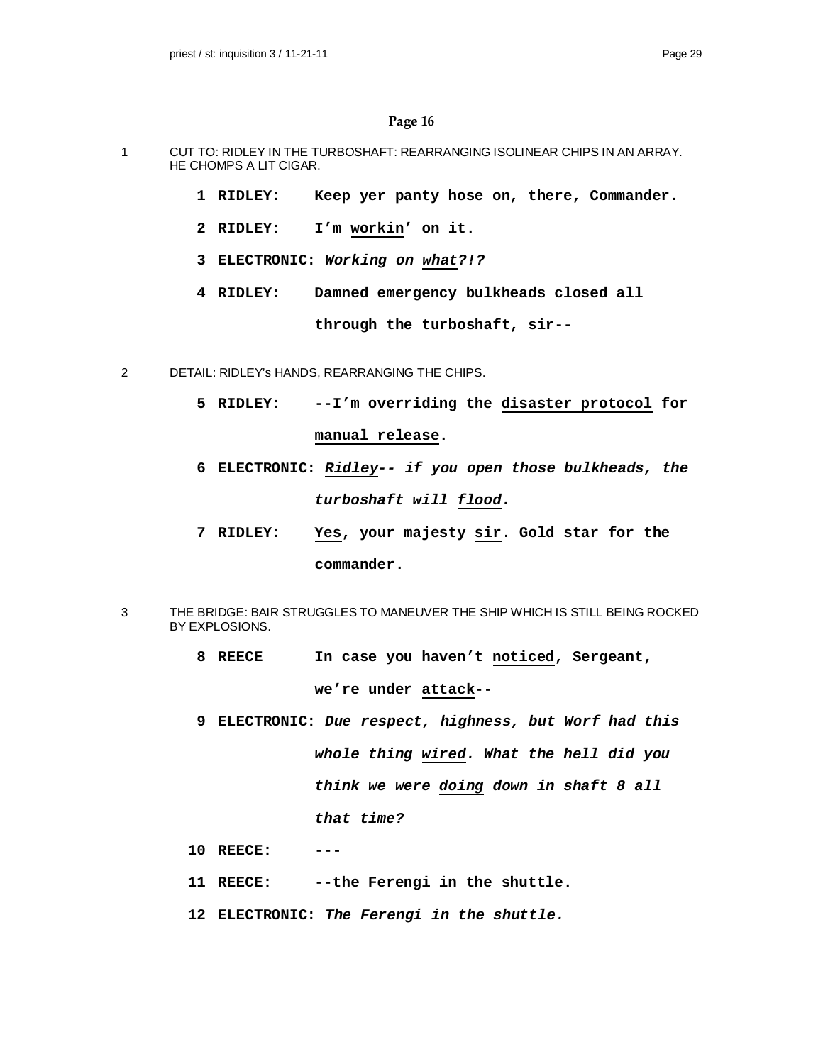**Page 16**

1 CUT TO: RIDLEY IN THE TURBOSHAFT: REARRANGING ISOLINEAR CHIPS IN AN ARRAY. HE CHOMPS A LIT CIGAR.

**1 RIDLEY: Keep yer panty hose on, there, Commander.**

**2 RIDLEY: I'm workin' on it.**

**3 ELECTRONIC:** ***Working on what?!?***

**4 RIDLEY: Damned emergency bulkheads closed all through the turboshaft, sir--**

2 DETAIL: RIDLEY's HANDS, REARRANGING THE CHIPS.

**5 RIDLEY: --I'm overriding the disaster protocol for manual release.**

**6 ELECTRONIC:** ***Ridley-- if you open those bulkheads, the turboshaft will flood.***

**7 RIDLEY: Yes, your majesty sir. Gold star for the commander.**

3 THE BRIDGE: BAIR STRUGGLES TO MANEUVER THE SHIP WHICH IS STILL BEING ROCKED BY EXPLOSIONS.

**8 REECE In case you haven't noticed, Sergeant, we're under attack--**

**9 ELECTRONIC:** ***Due respect, highness, but Worf had this whole thing wired. What the hell did you think we were doing down in shaft 8 all that time?***

**10 REECE: ---**

**11 REECE: --the Ferengi in the shuttle.**

**12 ELECTRONIC:** ***The Ferengi in the shuttle.***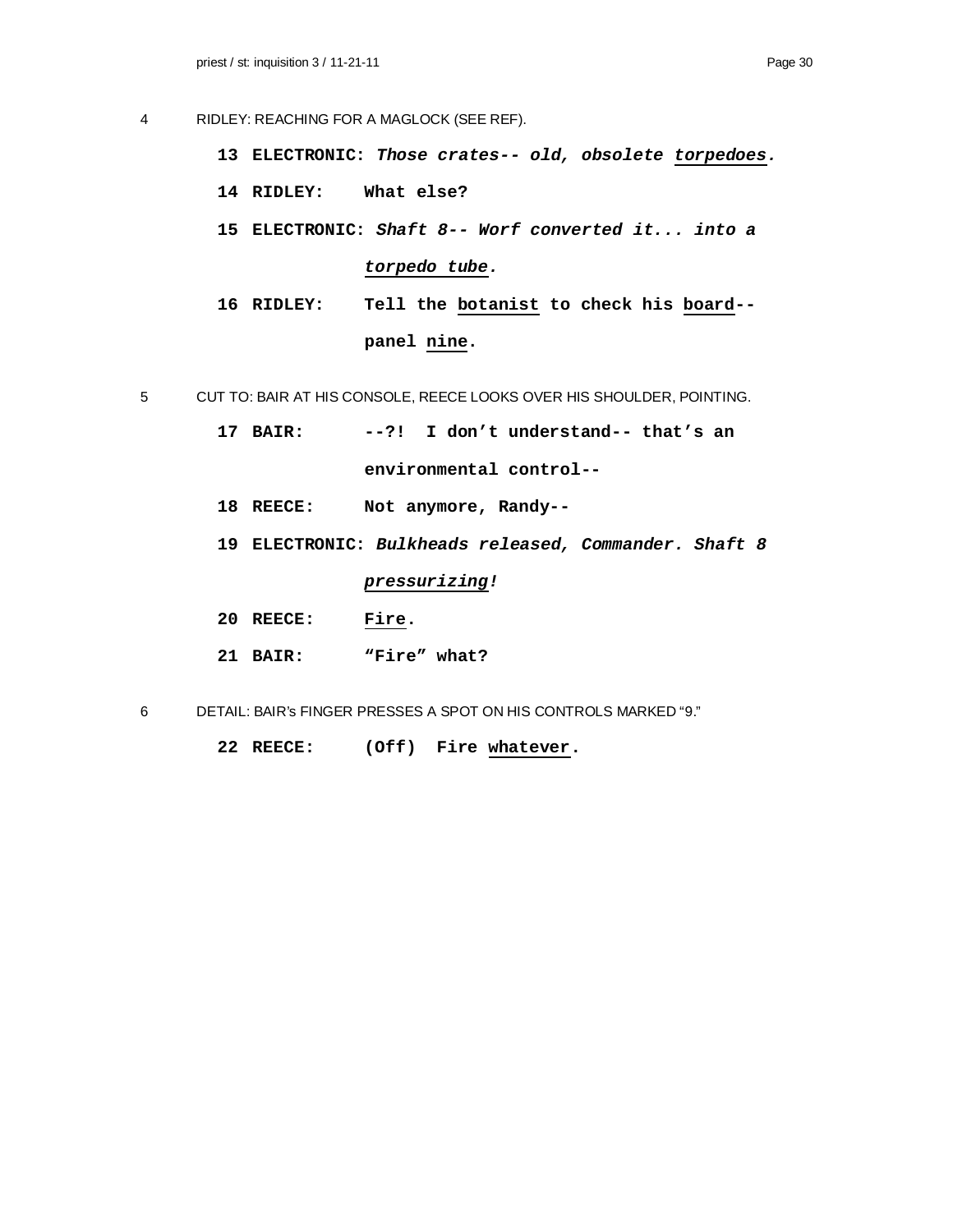4 RIDLEY: REACHING FOR A MAGLOCK (SEE REF).

**13 ELECTRONIC:** ***Those crates-- old, obsolete torpedoes.***

**14 RIDLEY: What else?**

**15 ELECTRONIC:** ***Shaft 8-- Worf converted it... into a torpedo tube.***

**16 RIDLEY: Tell the botanist to check his board-- panel nine.**

5 CUT TO: BAIR AT HIS CONSOLE, REECE LOOKS OVER HIS SHOULDER, POINTING.

**17 BAIR: --?! I don't understand-- that's an environmental control--**

**18 REECE: Not anymore, Randy--**

**19 ELECTRONIC:** ***Bulkheads released, Commander. Shaft 8 pressurizing!***

**20 REECE: Fire.**

**21 BAIR: "Fire" what?**

6 DETAIL: BAIR's FINGER PRESSES A SPOT ON HIS CONTROLS MARKED "9."

**22 REECE: (Off) Fire whatever.**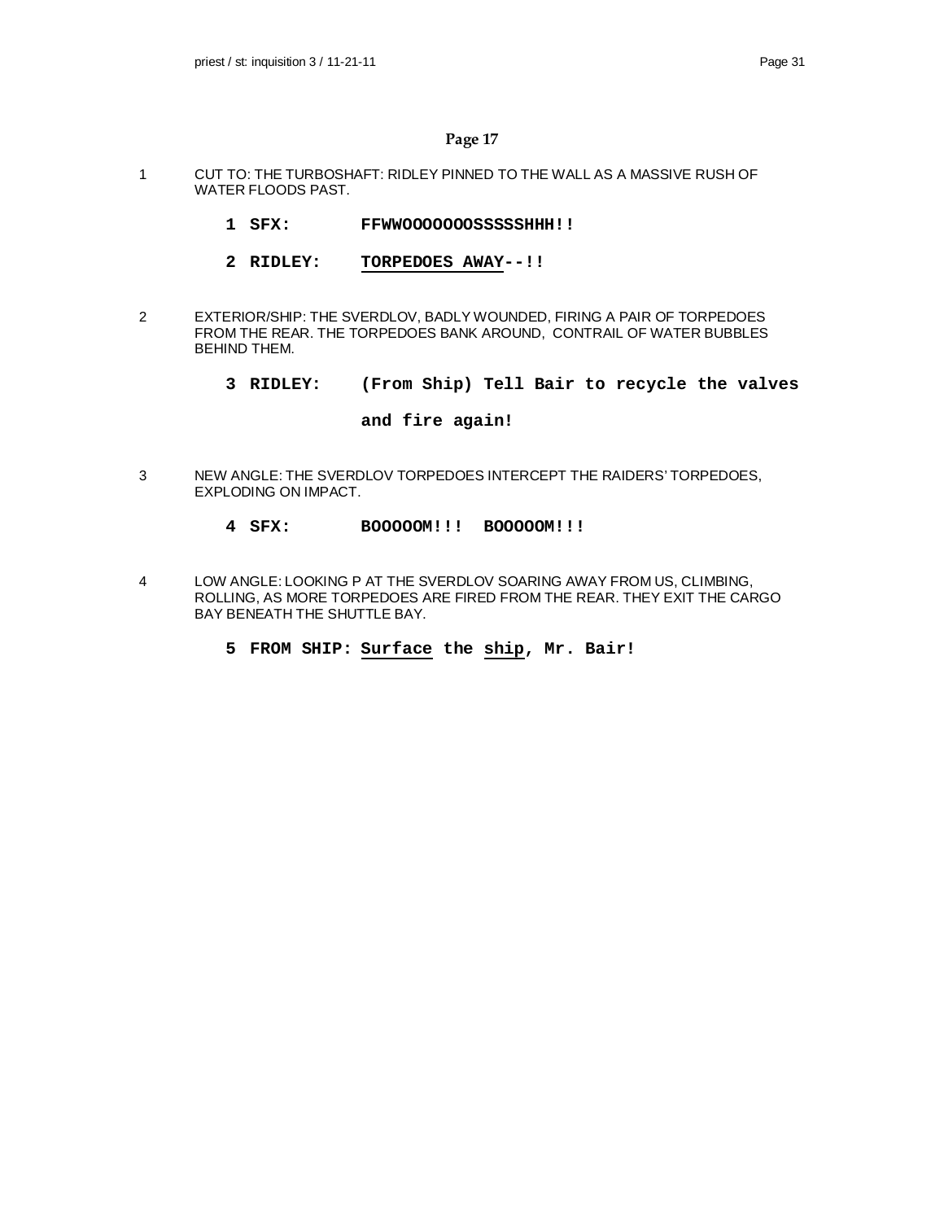## Page 17

1 CUT TO: THE TURBOSHAFT: RIDLEY PINNED TO THE WALL AS A MASSIVE RUSH OF WATER FLOODS PAST.

**1 SFX: FFWWOOOOOOOSSSSSHHH!!**

**2 RIDLEY: TORPEDOES AWAY--!!**

2 EXTERIOR/SHIP: THE SVERDLOV, BADLY WOUNDED, FIRING A PAIR OF TORPEDOES FROM THE REAR. THE TORPEDOES BANK AROUND, CONTRAIL OF WATER BUBBLES BEHIND THEM.

**3 RIDLEY: (From Ship) Tell Bair to recycle the valves and fire again!**

3 NEW ANGLE: THE SVERDLOV TORPEDOES INTERCEPT THE RAIDERS' TORPEDOES, EXPLODING ON IMPACT.

**4 SFX: BOOOOOM!!! BOOOOOM!!!**

4 LOW ANGLE: LOOKING P AT THE SVERDLOV SOARING AWAY FROM US, CLIMBING, ROLLING, AS MORE TORPEDOES ARE FIRED FROM THE REAR. THEY EXIT THE CARGO BAY BENEATH THE SHUTTLE BAY.

**5 FROM SHIP: Surface the ship, Mr. Bair!**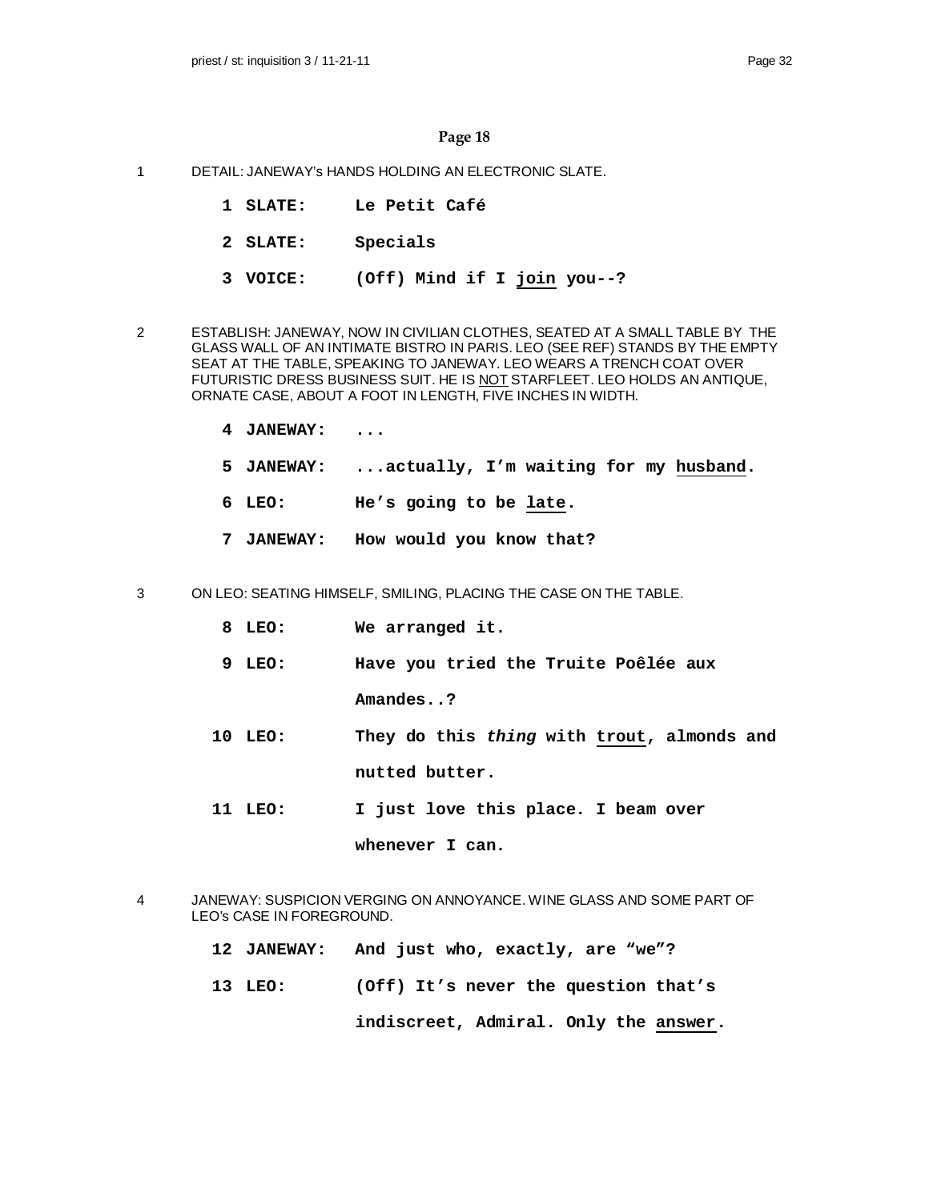## Page 18

1 DETAIL: JANEWAY's HANDS HOLDING AN ELECTRONIC SLATE.

**1 SLATE:** **Le Petit Café**

**2 SLATE:** **Specials**

**3 VOICE:** **(Off) Mind if I join you--?**

2 ESTABLISH: JANEWAY, NOW IN CIVILIAN CLOTHES, SEATED AT A SMALL TABLE BY THE GLASS WALL OF AN INTIMATE BISTRO IN PARIS. LEO (SEE REF) STANDS BY THE EMPTY SEAT AT THE TABLE, SPEAKING TO JANEWAY. LEO WEARS A TRENCH COAT OVER FUTURISTIC DRESS BUSINESS SUIT. HE IS NOT STARFLEET. LEO HOLDS AN ANTIQUE, ORNATE CASE, ABOUT A FOOT IN LENGTH, FIVE INCHES IN WIDTH.

**4 JANEWAY:** **...**

**5 JANEWAY:** **...actually, I'm waiting for my husband.**

**6 LEO:** **He's going to be late.**

**7 JANEWAY:** **How would you know that?**

3 ON LEO: SEATING HIMSELF, SMILING, PLACING THE CASE ON THE TABLE.

**8 LEO:** **We arranged it.**

**9 LEO:** **Have you tried the Truite Poêlée aux Amandes..?**

**10 LEO:** **They do this *thing* with trout, almonds and nutted butter.**

**11 LEO:** **I just love this place. I beam over whenever I can.**

4 JANEWAY: SUSPICION VERGING ON ANNOYANCE. WINE GLASS AND SOME PART OF LEO's CASE IN FOREGROUND.

**12 JANEWAY:** **And just who, exactly, are "we"?**

**13 LEO:** **(Off) It's never the question that's indiscreet, Admiral. Only the answer.**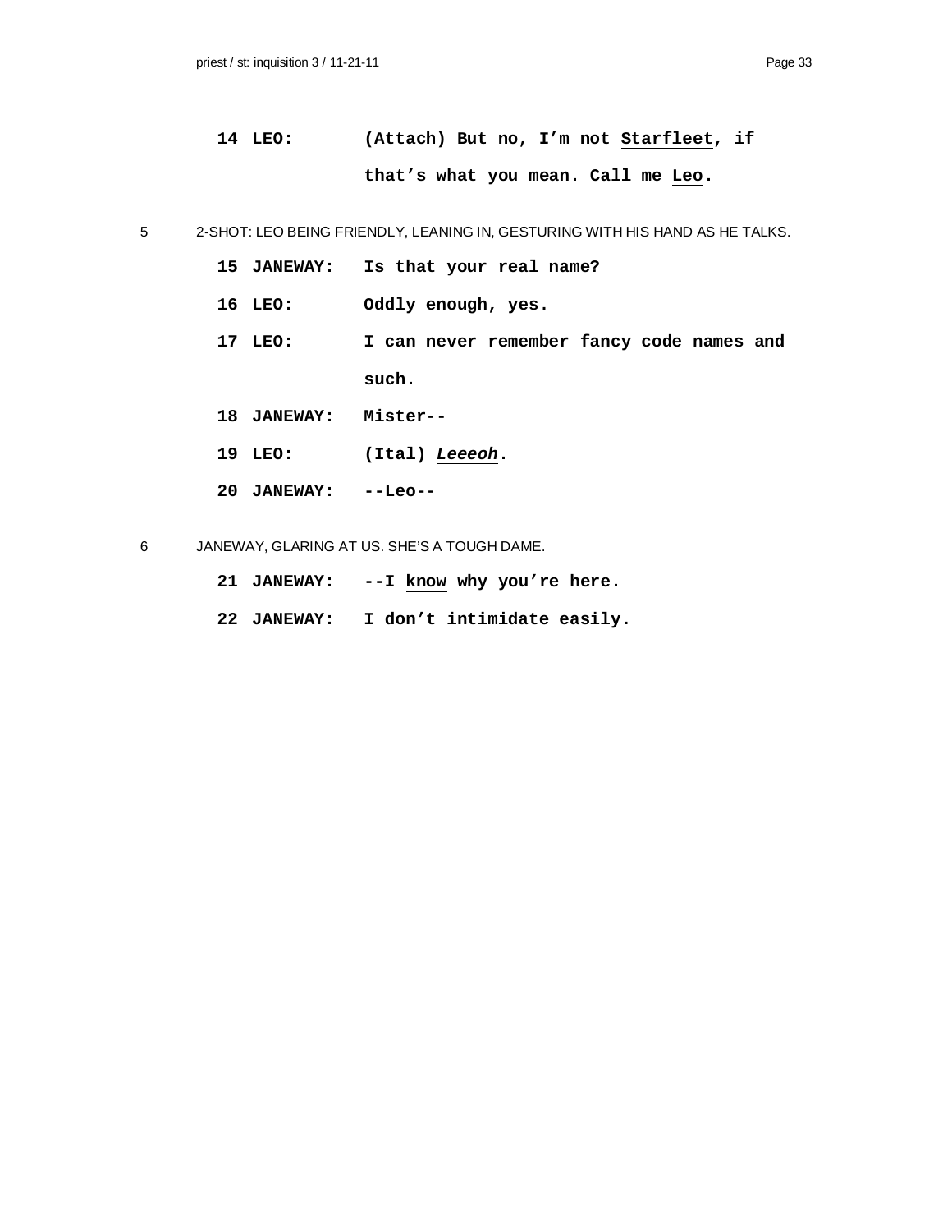**14 LEO:** **(Attach) But no, I'm not <u>Starfleet</u>, if that's what you mean. Call me <u>Leo</u>.**

5 2-SHOT: LEO BEING FRIENDLY, LEANING IN, GESTURING WITH HIS HAND AS HE TALKS.

**15 JANEWAY:** **Is that your real name?**

**16 LEO:** **Oddly enough, yes.**

**17 LEO:** **I can never remember fancy code names and such.**

**18 JANEWAY:** **Mister--**

**19 LEO:** **(Ital) *<u>Leeeoh</u>*.**

**20 JANEWAY:** **--Leo--**

6 JANEWAY, GLARING AT US. SHE'S A TOUGH DAME.

**21 JANEWAY:** **--I <u>know</u> why you're here.**

**22 JANEWAY:** **I don't intimidate easily.**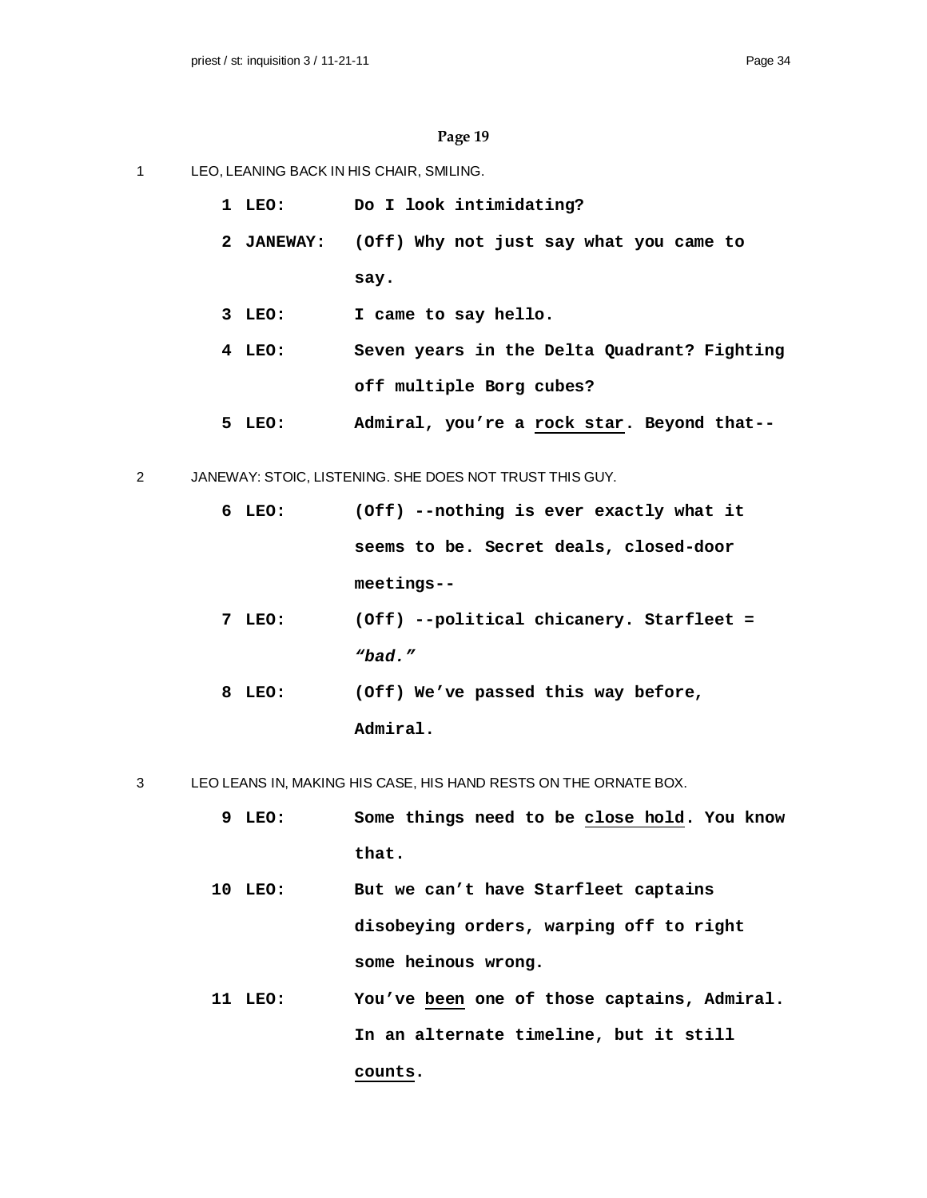## Page 19

1 LEO, LEANING BACK IN HIS CHAIR, SMILING.

**1 LEO:** **Do I look intimidating?**

**2 JANEWAY:** **(Off) Why not just say what you came to say.**

**3 LEO:** **I came to say hello.**

**4 LEO:** **Seven years in the Delta Quadrant? Fighting off multiple Borg cubes?**

**5 LEO:** **Admiral, you're a <u>rock star</u>. Beyond that--**

2 JANEWAY: STOIC, LISTENING. SHE DOES NOT TRUST THIS GUY.

**6 LEO:** **(Off) --nothing is ever exactly what it seems to be. Secret deals, closed-door meetings--**

**7 LEO:** **(Off) --political chicanery. Starfleet = *"bad."***

**8 LEO:** **(Off) We've passed this way before, Admiral.**

3 LEO LEANS IN, MAKING HIS CASE, HIS HAND RESTS ON THE ORNATE BOX.

**9 LEO:** **Some things need to be <u>close hold</u>. You know that.**

**10 LEO:** **But we can't have Starfleet captains disobeying orders, warping off to right some heinous wrong.**

**11 LEO:** **You've <u>been</u> one of those captains, Admiral. In an alternate timeline, but it still <u>counts</u>.**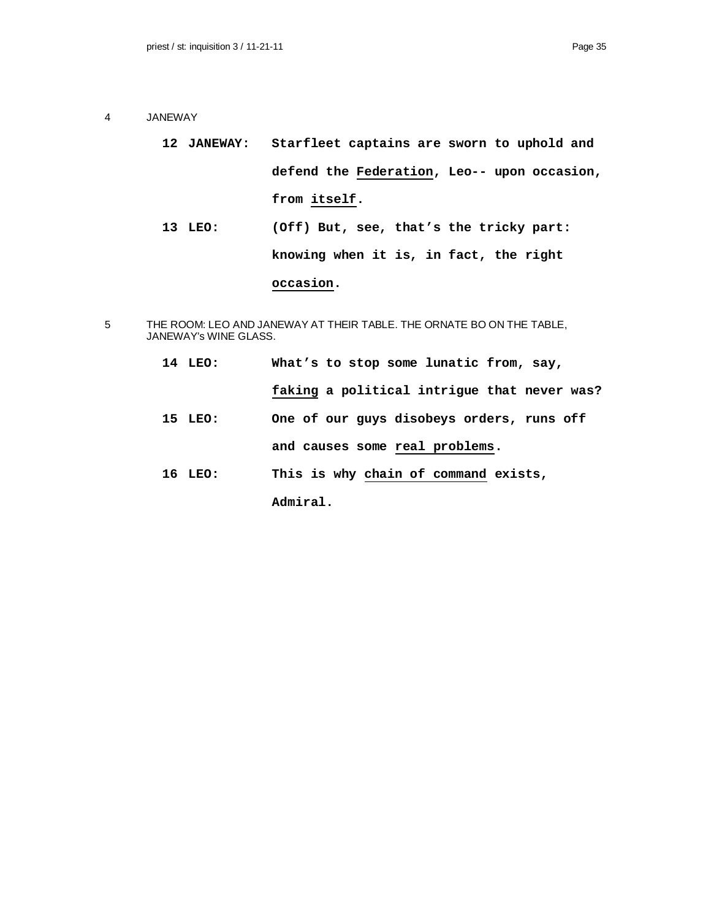4 JANEWAY

**12 JANEWAY:** **Starfleet captains are sworn to uphold and defend the Federation, Leo-- upon occasion, from itself.**

**13 LEO:** **(Off) But, see, that's the tricky part: knowing when it is, in fact, the right occasion.**

5 THE ROOM: LEO AND JANEWAY AT THEIR TABLE. THE ORNATE BO ON THE TABLE, JANEWAY's WINE GLASS.

**14 LEO:** **What's to stop some lunatic from, say, faking a political intrigue that never was?**

**15 LEO:** **One of our guys disobeys orders, runs off and causes some real problems.**

**16 LEO:** **This is why chain of command exists, Admiral.**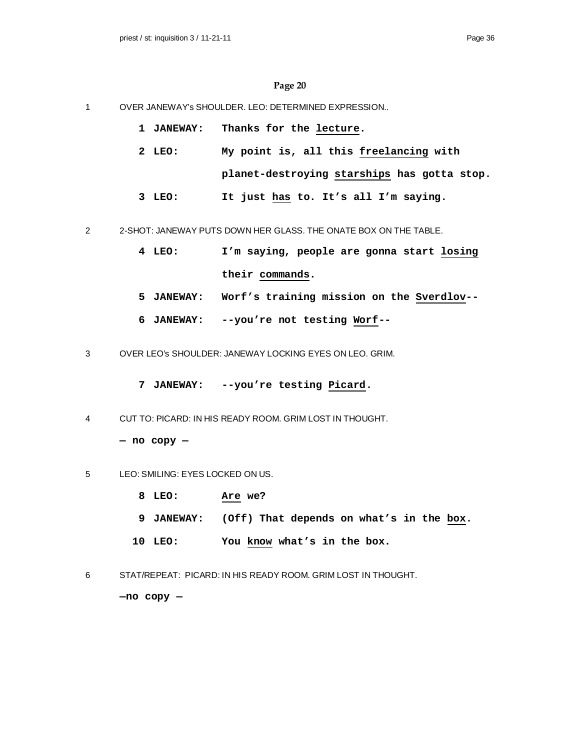## Page 20

1 OVER JANEWAY's SHOULDER. LEO: DETERMINED EXPRESSION..

**1 JANEWAY:** **Thanks for the lecture.**

**2 LEO:** **My point is, all this freelancing with planet-destroying starships has gotta stop.**

**3 LEO:** **It just has to. It's all I'm saying.**

2 2-SHOT: JANEWAY PUTS DOWN HER GLASS. THE ONATE BOX ON THE TABLE.

**4 LEO:** **I'm saying, people are gonna start losing their commands.**

**5 JANEWAY:** **Worf's training mission on the Sverdlov--**

**6 JANEWAY:** **--you're not testing Worf--**

3 OVER LEO's SHOULDER: JANEWAY LOCKING EYES ON LEO. GRIM.

**7 JANEWAY:** **--you're testing Picard.**

4 CUT TO: PICARD: IN HIS READY ROOM. GRIM LOST IN THOUGHT.

**— no copy —**

5 LEO: SMILING: EYES LOCKED ON US.

**8 LEO:** **Are we?**

**9 JANEWAY:** **(Off) That depends on what's in the box.**

**10 LEO:** **You know what's in the box.**

6 STAT/REPEAT: PICARD: IN HIS READY ROOM. GRIM LOST IN THOUGHT.

**—no copy —**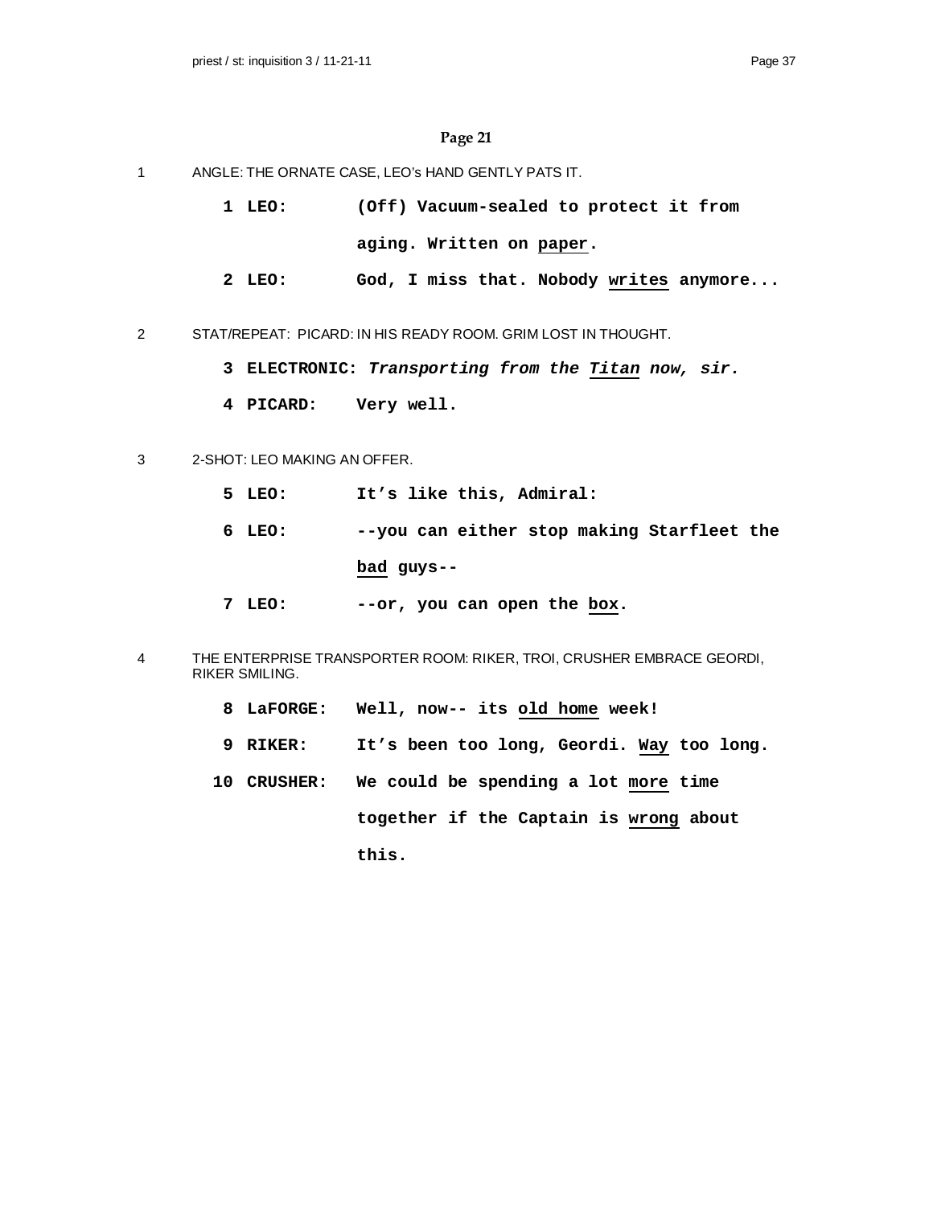## Page 21

1 ANGLE: THE ORNATE CASE, LEO's HAND GENTLY PATS IT.

**1 LEO: (Off) Vacuum-sealed to protect it from aging. Written on <u>paper</u>.**

**2 LEO: God, I miss that. Nobody <u>writes</u> anymore...**

2 STAT/REPEAT: PICARD: IN HIS READY ROOM. GRIM LOST IN THOUGHT.

**3 ELECTRONIC: *Transporting from the <u>Titan</u> now, sir.***

**4 PICARD: Very well.**

3 2-SHOT: LEO MAKING AN OFFER.

**5 LEO: It's like this, Admiral:**

**6 LEO: --you can either stop making Starfleet the <u>bad</u> guys--**

**7 LEO: --or, you can open the <u>box</u>.**

4 THE ENTERPRISE TRANSPORTER ROOM: RIKER, TROI, CRUSHER EMBRACE GEORDI, RIKER SMILING.

**8 LaFORGE: Well, now-- its <u>old home</u> week!**

**9 RIKER: It's been too long, Geordi. <u>Way</u> too long.**

**10 CRUSHER: We could be spending a lot <u>more</u> time together if the Captain is <u>wrong</u> about this.**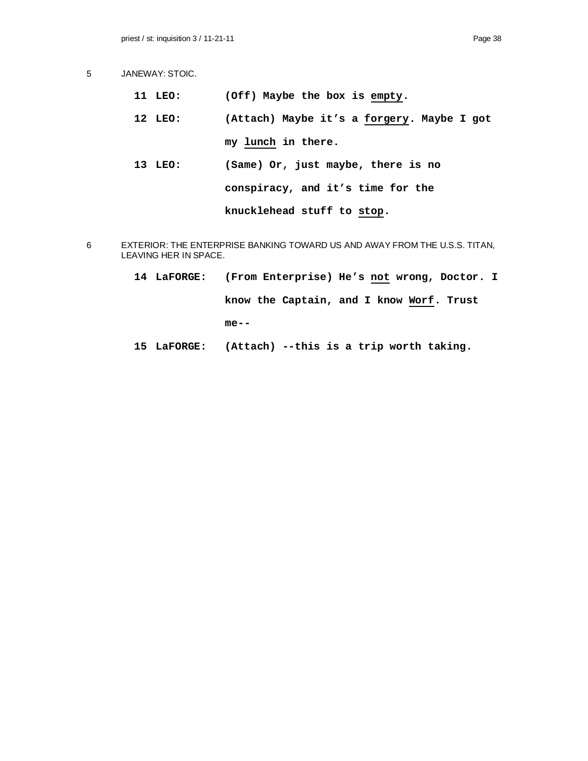5 JANEWAY: STOIC.

**11 LEO: (Off) Maybe the box is <u>empty</u>.**

**12 LEO: (Attach) Maybe it's a <u>forgery</u>. Maybe I got my <u>lunch</u> in there.**

**13 LEO: (Same) Or, just maybe, there is no conspiracy, and it's time for the knucklehead stuff to <u>stop</u>.**

6 EXTERIOR: THE ENTERPRISE BANKING TOWARD US AND AWAY FROM THE U.S.S. TITAN, LEAVING HER IN SPACE.

**14 LaFORGE: (From Enterprise) He's <u>not</u> wrong, Doctor. I know the Captain, and I know <u>Worf</u>. Trust me--**

**15 LaFORGE: (Attach) --this is a trip worth taking.**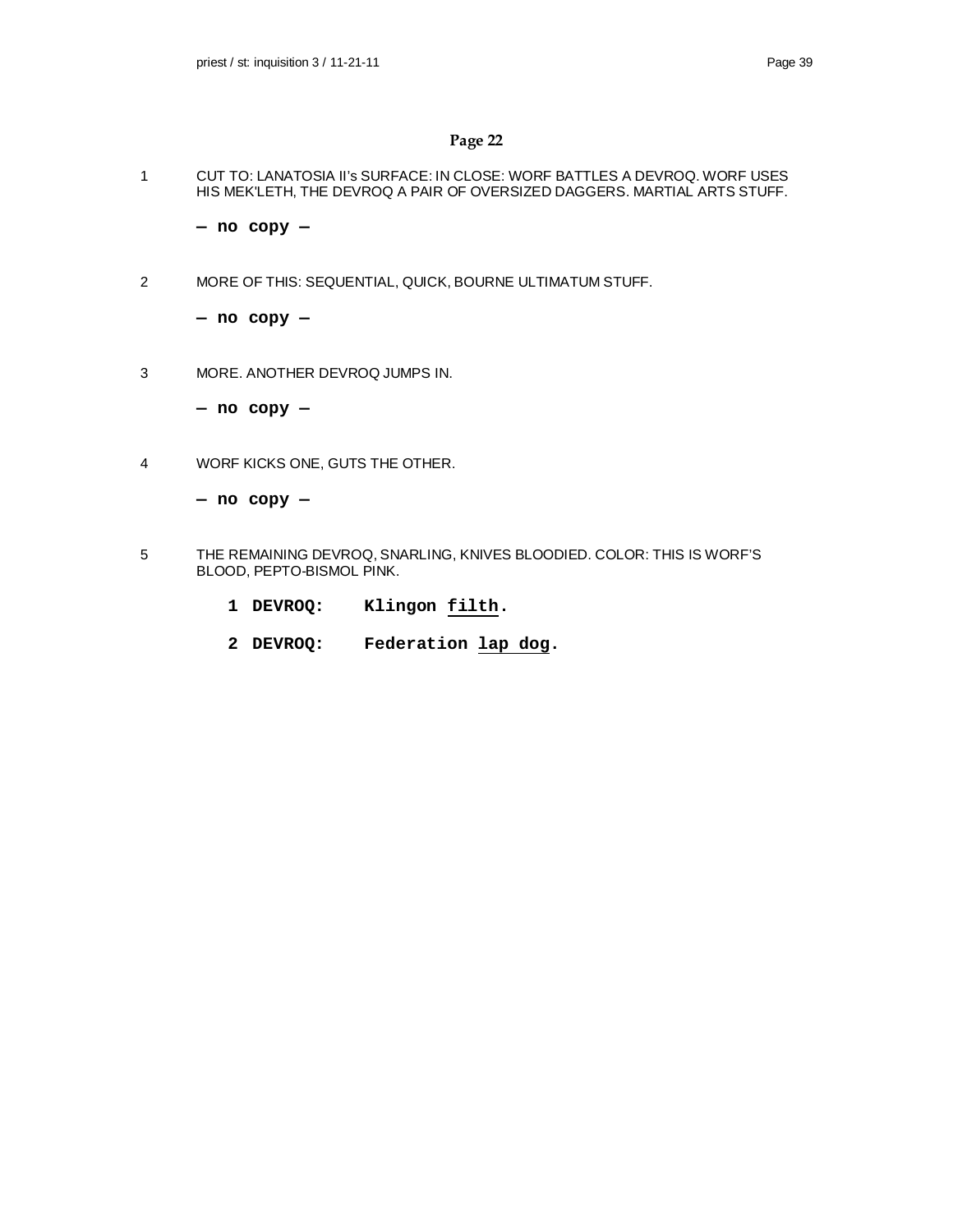## Page 22

1 CUT TO: LANATOSIA II's SURFACE: IN CLOSE: WORF BATTLES A DEVROQ. WORF USES HIS MEK'LETH, THE DEVROQ A PAIR OF OVERSIZED DAGGERS. MARTIAL ARTS STUFF.

**— no copy —**

2 MORE OF THIS: SEQUENTIAL, QUICK, BOURNE ULTIMATUM STUFF.

**— no copy —**

3 MORE. ANOTHER DEVROQ JUMPS IN.

**— no copy —**

4 WORF KICKS ONE, GUTS THE OTHER.

**— no copy —**

5 THE REMAINING DEVROQ, SNARLING, KNIVES BLOODIED. COLOR: THIS IS WORF'S BLOOD, PEPTO-BISMOL PINK.

**1 DEVROQ: Klingon <u>filth</u>.**

**2 DEVROQ: Federation <u>lap dog</u>.**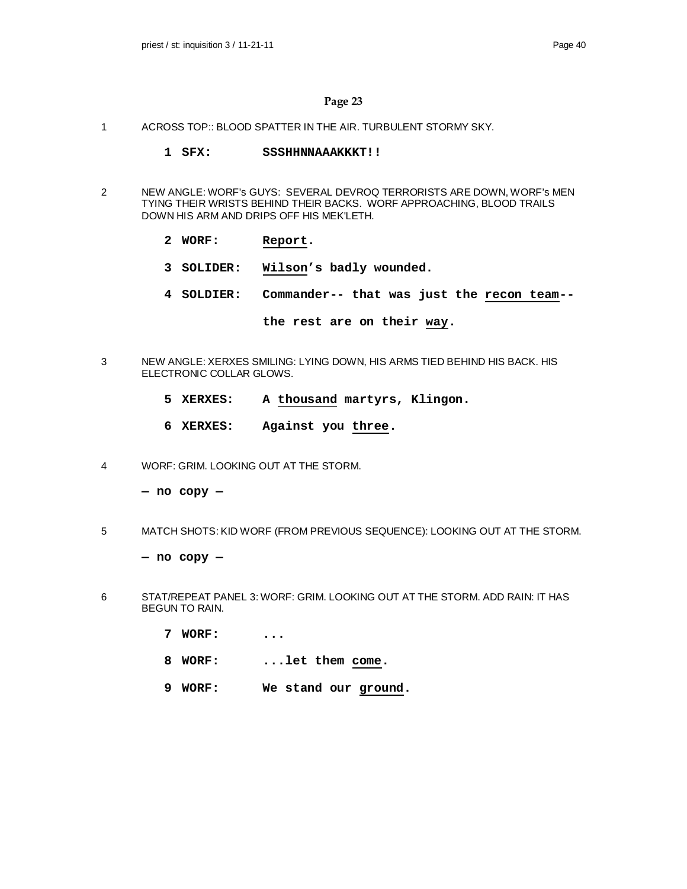## Page 23

1 ACROSS TOP:: BLOOD SPATTER IN THE AIR. TURBULENT STORMY SKY.

**1 SFX: SSSHHNNAAAKKKT!!**

2 NEW ANGLE: WORF's GUYS: SEVERAL DEVROQ TERRORISTS ARE DOWN, WORF's MEN TYING THEIR WRISTS BEHIND THEIR BACKS. WORF APPROACHING, BLOOD TRAILS DOWN HIS ARM AND DRIPS OFF HIS MEK'LETH.

**2 WORF: Report.**

**3 SOLIDER: Wilson's badly wounded.**

**4 SOLDIER: Commander-- that was just the recon team-- the rest are on their way.**

3 NEW ANGLE: XERXES SMILING: LYING DOWN, HIS ARMS TIED BEHIND HIS BACK. HIS ELECTRONIC COLLAR GLOWS.

**5 XERXES: A thousand martyrs, Klingon.**

**6 XERXES: Against you three.**

4 WORF: GRIM. LOOKING OUT AT THE STORM.

**— no copy —**

5 MATCH SHOTS: KID WORF (FROM PREVIOUS SEQUENCE): LOOKING OUT AT THE STORM.

**— no copy —**

6 STAT/REPEAT PANEL 3: WORF: GRIM. LOOKING OUT AT THE STORM. ADD RAIN: IT HAS BEGUN TO RAIN.

**7 WORF: ...**

**8 WORF: ...let them come.**

**9 WORF: We stand our ground.**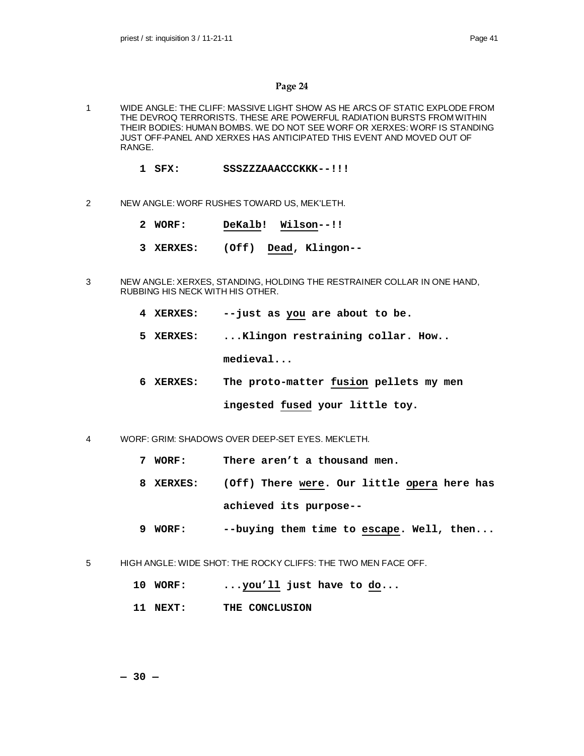## Page 24

1 WIDE ANGLE: THE CLIFF: MASSIVE LIGHT SHOW AS HE ARCS OF STATIC EXPLODE FROM THE DEVROQ TERRORISTS. THESE ARE POWERFUL RADIATION BURSTS FROM WITHIN THEIR BODIES: HUMAN BOMBS. WE DO NOT SEE WORF OR XERXES: WORF IS STANDING JUST OFF-PANEL AND XERXES HAS ANTICIPATED THIS EVENT AND MOVED OUT OF RANGE.

**1 SFX: SSSZZZAAACCCKKK--!!!**

2 NEW ANGLE: WORF RUSHES TOWARD US, MEK'LETH.

**2 WORF: DeKalb! Wilson--!!**

**3 XERXES: (Off) Dead, Klingon--**

3 NEW ANGLE: XERXES, STANDING, HOLDING THE RESTRAINER COLLAR IN ONE HAND, RUBBING HIS NECK WITH HIS OTHER.

**4 XERXES: --just as you are about to be.**

**5 XERXES: ...Klingon restraining collar. How.. medieval...**

**6 XERXES: The proto-matter fusion pellets my men ingested fused your little toy.**

4 WORF: GRIM: SHADOWS OVER DEEP-SET EYES. MEK'LETH.

**7 WORF: There aren't a thousand men.**

**8 XERXES: (Off) There were. Our little opera here has achieved its purpose--**

**9 WORF: --buying them time to escape. Well, then...**

5 HIGH ANGLE: WIDE SHOT: THE ROCKY CLIFFS: THE TWO MEN FACE OFF.

**10 WORF: ...you'll just have to do...**

**11 NEXT: THE CONCLUSION**

**— 30 —**